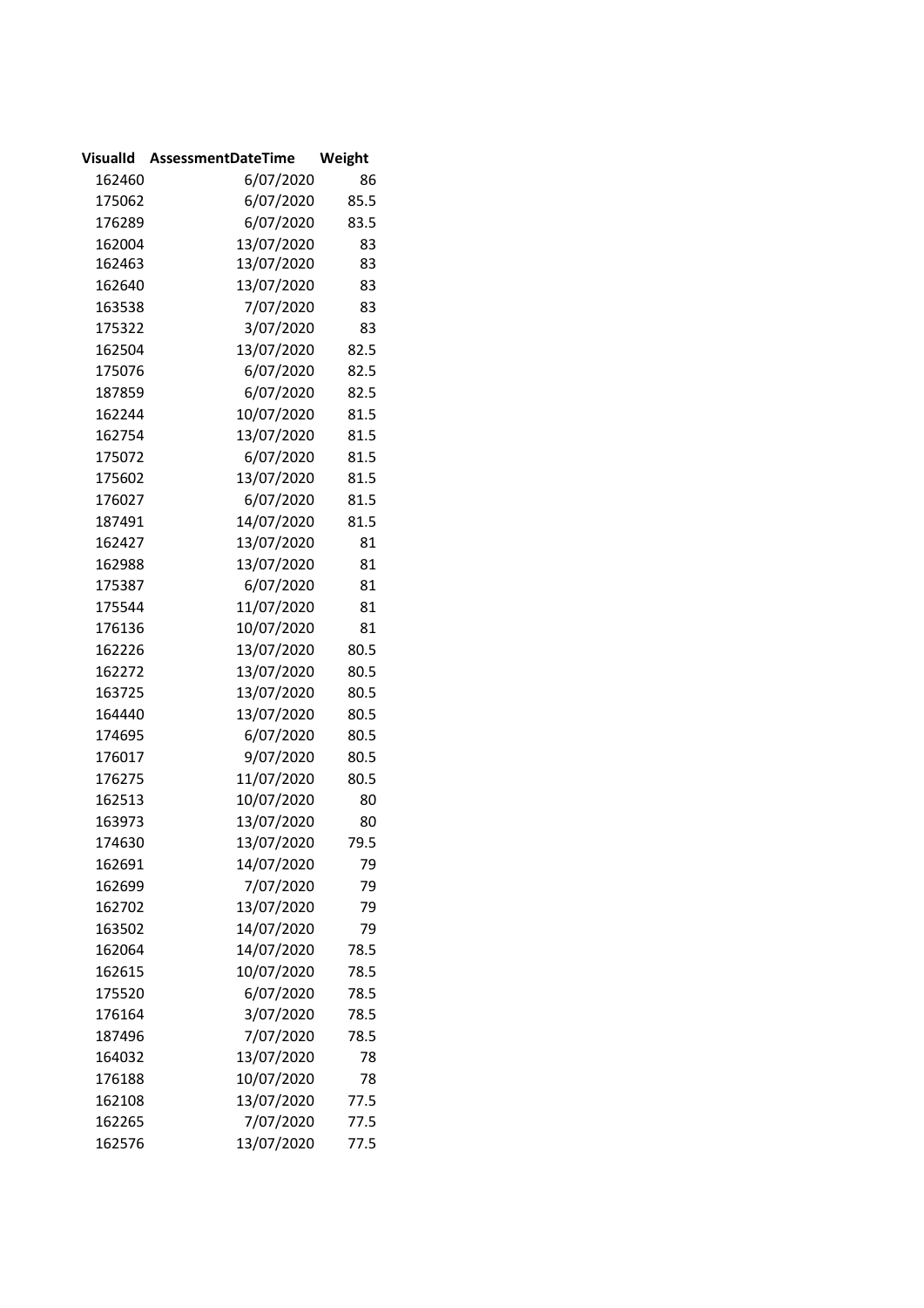| VisualId | AssessmentDateTime | Weight |
|---|---|---|
| 162460 | 6/07/2020 | 86 |
| 175062 | 6/07/2020 | 85.5 |
| 176289 | 6/07/2020 | 83.5 |
| 162004 | 13/07/2020 | 83 |
| 162463 | 13/07/2020 | 83 |
| 162640 | 13/07/2020 | 83 |
| 163538 | 7/07/2020 | 83 |
| 175322 | 3/07/2020 | 83 |
| 162504 | 13/07/2020 | 82.5 |
| 175076 | 6/07/2020 | 82.5 |
| 187859 | 6/07/2020 | 82.5 |
| 162244 | 10/07/2020 | 81.5 |
| 162754 | 13/07/2020 | 81.5 |
| 175072 | 6/07/2020 | 81.5 |
| 175602 | 13/07/2020 | 81.5 |
| 176027 | 6/07/2020 | 81.5 |
| 187491 | 14/07/2020 | 81.5 |
| 162427 | 13/07/2020 | 81 |
| 162988 | 13/07/2020 | 81 |
| 175387 | 6/07/2020 | 81 |
| 175544 | 11/07/2020 | 81 |
| 176136 | 10/07/2020 | 81 |
| 162226 | 13/07/2020 | 80.5 |
| 162272 | 13/07/2020 | 80.5 |
| 163725 | 13/07/2020 | 80.5 |
| 164440 | 13/07/2020 | 80.5 |
| 174695 | 6/07/2020 | 80.5 |
| 176017 | 9/07/2020 | 80.5 |
| 176275 | 11/07/2020 | 80.5 |
| 162513 | 10/07/2020 | 80 |
| 163973 | 13/07/2020 | 80 |
| 174630 | 13/07/2020 | 79.5 |
| 162691 | 14/07/2020 | 79 |
| 162699 | 7/07/2020 | 79 |
| 162702 | 13/07/2020 | 79 |
| 163502 | 14/07/2020 | 79 |
| 162064 | 14/07/2020 | 78.5 |
| 162615 | 10/07/2020 | 78.5 |
| 175520 | 6/07/2020 | 78.5 |
| 176164 | 3/07/2020 | 78.5 |
| 187496 | 7/07/2020 | 78.5 |
| 164032 | 13/07/2020 | 78 |
| 176188 | 10/07/2020 | 78 |
| 162108 | 13/07/2020 | 77.5 |
| 162265 | 7/07/2020 | 77.5 |
| 162576 | 13/07/2020 | 77.5 |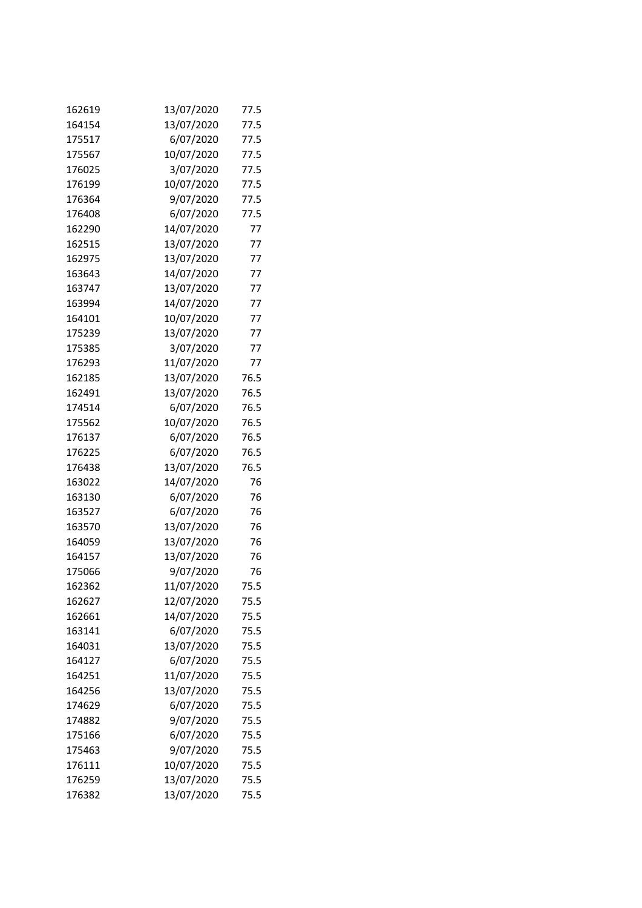| | | |
|---|---|---|
| 162619 | 13/07/2020 | 77.5 |
| 164154 | 13/07/2020 | 77.5 |
| 175517 | 6/07/2020 | 77.5 |
| 175567 | 10/07/2020 | 77.5 |
| 176025 | 3/07/2020 | 77.5 |
| 176199 | 10/07/2020 | 77.5 |
| 176364 | 9/07/2020 | 77.5 |
| 176408 | 6/07/2020 | 77.5 |
| 162290 | 14/07/2020 | 77 |
| 162515 | 13/07/2020 | 77 |
| 162975 | 13/07/2020 | 77 |
| 163643 | 14/07/2020 | 77 |
| 163747 | 13/07/2020 | 77 |
| 163994 | 14/07/2020 | 77 |
| 164101 | 10/07/2020 | 77 |
| 175239 | 13/07/2020 | 77 |
| 175385 | 3/07/2020 | 77 |
| 176293 | 11/07/2020 | 77 |
| 162185 | 13/07/2020 | 76.5 |
| 162491 | 13/07/2020 | 76.5 |
| 174514 | 6/07/2020 | 76.5 |
| 175562 | 10/07/2020 | 76.5 |
| 176137 | 6/07/2020 | 76.5 |
| 176225 | 6/07/2020 | 76.5 |
| 176438 | 13/07/2020 | 76.5 |
| 163022 | 14/07/2020 | 76 |
| 163130 | 6/07/2020 | 76 |
| 163527 | 6/07/2020 | 76 |
| 163570 | 13/07/2020 | 76 |
| 164059 | 13/07/2020 | 76 |
| 164157 | 13/07/2020 | 76 |
| 175066 | 9/07/2020 | 76 |
| 162362 | 11/07/2020 | 75.5 |
| 162627 | 12/07/2020 | 75.5 |
| 162661 | 14/07/2020 | 75.5 |
| 163141 | 6/07/2020 | 75.5 |
| 164031 | 13/07/2020 | 75.5 |
| 164127 | 6/07/2020 | 75.5 |
| 164251 | 11/07/2020 | 75.5 |
| 164256 | 13/07/2020 | 75.5 |
| 174629 | 6/07/2020 | 75.5 |
| 174882 | 9/07/2020 | 75.5 |
| 175166 | 6/07/2020 | 75.5 |
| 175463 | 9/07/2020 | 75.5 |
| 176111 | 10/07/2020 | 75.5 |
| 176259 | 13/07/2020 | 75.5 |
| 176382 | 13/07/2020 | 75.5 |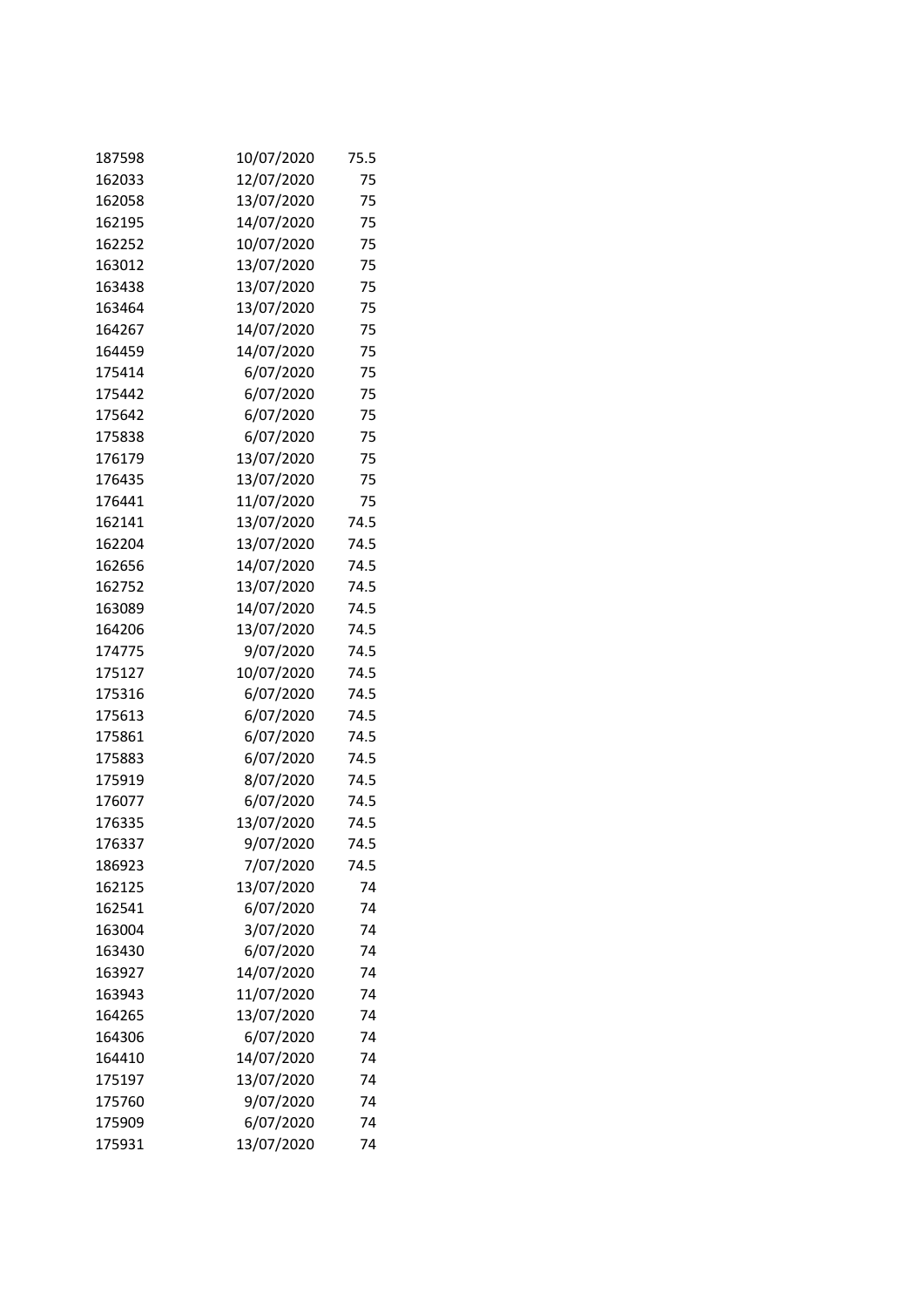| | | |
|---|---|---|
| 187598 | 10/07/2020 | 75.5 |
| 162033 | 12/07/2020 | 75 |
| 162058 | 13/07/2020 | 75 |
| 162195 | 14/07/2020 | 75 |
| 162252 | 10/07/2020 | 75 |
| 163012 | 13/07/2020 | 75 |
| 163438 | 13/07/2020 | 75 |
| 163464 | 13/07/2020 | 75 |
| 164267 | 14/07/2020 | 75 |
| 164459 | 14/07/2020 | 75 |
| 175414 | 6/07/2020 | 75 |
| 175442 | 6/07/2020 | 75 |
| 175642 | 6/07/2020 | 75 |
| 175838 | 6/07/2020 | 75 |
| 176179 | 13/07/2020 | 75 |
| 176435 | 13/07/2020 | 75 |
| 176441 | 11/07/2020 | 75 |
| 162141 | 13/07/2020 | 74.5 |
| 162204 | 13/07/2020 | 74.5 |
| 162656 | 14/07/2020 | 74.5 |
| 162752 | 13/07/2020 | 74.5 |
| 163089 | 14/07/2020 | 74.5 |
| 164206 | 13/07/2020 | 74.5 |
| 174775 | 9/07/2020 | 74.5 |
| 175127 | 10/07/2020 | 74.5 |
| 175316 | 6/07/2020 | 74.5 |
| 175613 | 6/07/2020 | 74.5 |
| 175861 | 6/07/2020 | 74.5 |
| 175883 | 6/07/2020 | 74.5 |
| 175919 | 8/07/2020 | 74.5 |
| 176077 | 6/07/2020 | 74.5 |
| 176335 | 13/07/2020 | 74.5 |
| 176337 | 9/07/2020 | 74.5 |
| 186923 | 7/07/2020 | 74.5 |
| 162125 | 13/07/2020 | 74 |
| 162541 | 6/07/2020 | 74 |
| 163004 | 3/07/2020 | 74 |
| 163430 | 6/07/2020 | 74 |
| 163927 | 14/07/2020 | 74 |
| 163943 | 11/07/2020 | 74 |
| 164265 | 13/07/2020 | 74 |
| 164306 | 6/07/2020 | 74 |
| 164410 | 14/07/2020 | 74 |
| 175197 | 13/07/2020 | 74 |
| 175760 | 9/07/2020 | 74 |
| 175909 | 6/07/2020 | 74 |
| 175931 | 13/07/2020 | 74 |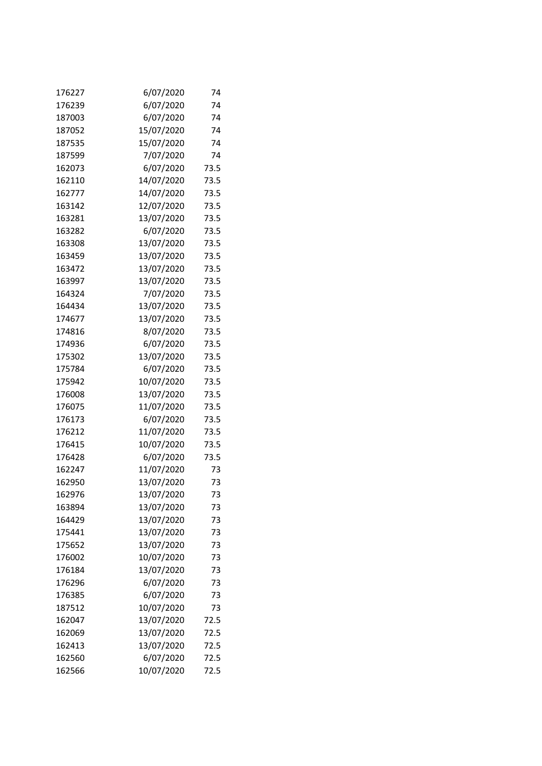| | | |
|---|---|---|
| 176227 | 6/07/2020 | 74 |
| 176239 | 6/07/2020 | 74 |
| 187003 | 6/07/2020 | 74 |
| 187052 | 15/07/2020 | 74 |
| 187535 | 15/07/2020 | 74 |
| 187599 | 7/07/2020 | 74 |
| 162073 | 6/07/2020 | 73.5 |
| 162110 | 14/07/2020 | 73.5 |
| 162777 | 14/07/2020 | 73.5 |
| 163142 | 12/07/2020 | 73.5 |
| 163281 | 13/07/2020 | 73.5 |
| 163282 | 6/07/2020 | 73.5 |
| 163308 | 13/07/2020 | 73.5 |
| 163459 | 13/07/2020 | 73.5 |
| 163472 | 13/07/2020 | 73.5 |
| 163997 | 13/07/2020 | 73.5 |
| 164324 | 7/07/2020 | 73.5 |
| 164434 | 13/07/2020 | 73.5 |
| 174677 | 13/07/2020 | 73.5 |
| 174816 | 8/07/2020 | 73.5 |
| 174936 | 6/07/2020 | 73.5 |
| 175302 | 13/07/2020 | 73.5 |
| 175784 | 6/07/2020 | 73.5 |
| 175942 | 10/07/2020 | 73.5 |
| 176008 | 13/07/2020 | 73.5 |
| 176075 | 11/07/2020 | 73.5 |
| 176173 | 6/07/2020 | 73.5 |
| 176212 | 11/07/2020 | 73.5 |
| 176415 | 10/07/2020 | 73.5 |
| 176428 | 6/07/2020 | 73.5 |
| 162247 | 11/07/2020 | 73 |
| 162950 | 13/07/2020 | 73 |
| 162976 | 13/07/2020 | 73 |
| 163894 | 13/07/2020 | 73 |
| 164429 | 13/07/2020 | 73 |
| 175441 | 13/07/2020 | 73 |
| 175652 | 13/07/2020 | 73 |
| 176002 | 10/07/2020 | 73 |
| 176184 | 13/07/2020 | 73 |
| 176296 | 6/07/2020 | 73 |
| 176385 | 6/07/2020 | 73 |
| 187512 | 10/07/2020 | 73 |
| 162047 | 13/07/2020 | 72.5 |
| 162069 | 13/07/2020 | 72.5 |
| 162413 | 13/07/2020 | 72.5 |
| 162560 | 6/07/2020 | 72.5 |
| 162566 | 10/07/2020 | 72.5 |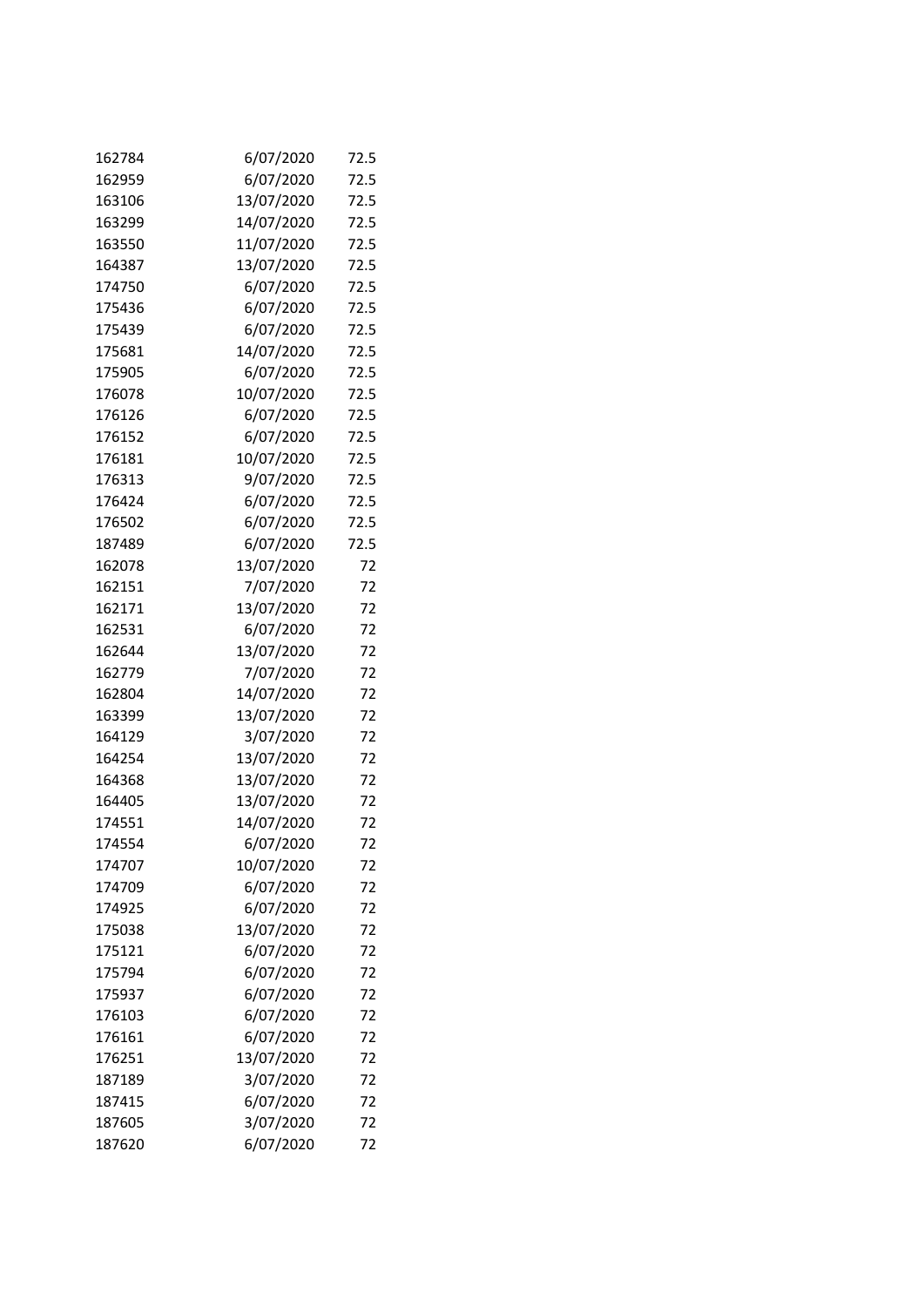| | | |
|---|---|---|
| 162784 | 6/07/2020 | 72.5 |
| 162959 | 6/07/2020 | 72.5 |
| 163106 | 13/07/2020 | 72.5 |
| 163299 | 14/07/2020 | 72.5 |
| 163550 | 11/07/2020 | 72.5 |
| 164387 | 13/07/2020 | 72.5 |
| 174750 | 6/07/2020 | 72.5 |
| 175436 | 6/07/2020 | 72.5 |
| 175439 | 6/07/2020 | 72.5 |
| 175681 | 14/07/2020 | 72.5 |
| 175905 | 6/07/2020 | 72.5 |
| 176078 | 10/07/2020 | 72.5 |
| 176126 | 6/07/2020 | 72.5 |
| 176152 | 6/07/2020 | 72.5 |
| 176181 | 10/07/2020 | 72.5 |
| 176313 | 9/07/2020 | 72.5 |
| 176424 | 6/07/2020 | 72.5 |
| 176502 | 6/07/2020 | 72.5 |
| 187489 | 6/07/2020 | 72.5 |
| 162078 | 13/07/2020 | 72 |
| 162151 | 7/07/2020 | 72 |
| 162171 | 13/07/2020 | 72 |
| 162531 | 6/07/2020 | 72 |
| 162644 | 13/07/2020 | 72 |
| 162779 | 7/07/2020 | 72 |
| 162804 | 14/07/2020 | 72 |
| 163399 | 13/07/2020 | 72 |
| 164129 | 3/07/2020 | 72 |
| 164254 | 13/07/2020 | 72 |
| 164368 | 13/07/2020 | 72 |
| 164405 | 13/07/2020 | 72 |
| 174551 | 14/07/2020 | 72 |
| 174554 | 6/07/2020 | 72 |
| 174707 | 10/07/2020 | 72 |
| 174709 | 6/07/2020 | 72 |
| 174925 | 6/07/2020 | 72 |
| 175038 | 13/07/2020 | 72 |
| 175121 | 6/07/2020 | 72 |
| 175794 | 6/07/2020 | 72 |
| 175937 | 6/07/2020 | 72 |
| 176103 | 6/07/2020 | 72 |
| 176161 | 6/07/2020 | 72 |
| 176251 | 13/07/2020 | 72 |
| 187189 | 3/07/2020 | 72 |
| 187415 | 6/07/2020 | 72 |
| 187605 | 3/07/2020 | 72 |
| 187620 | 6/07/2020 | 72 |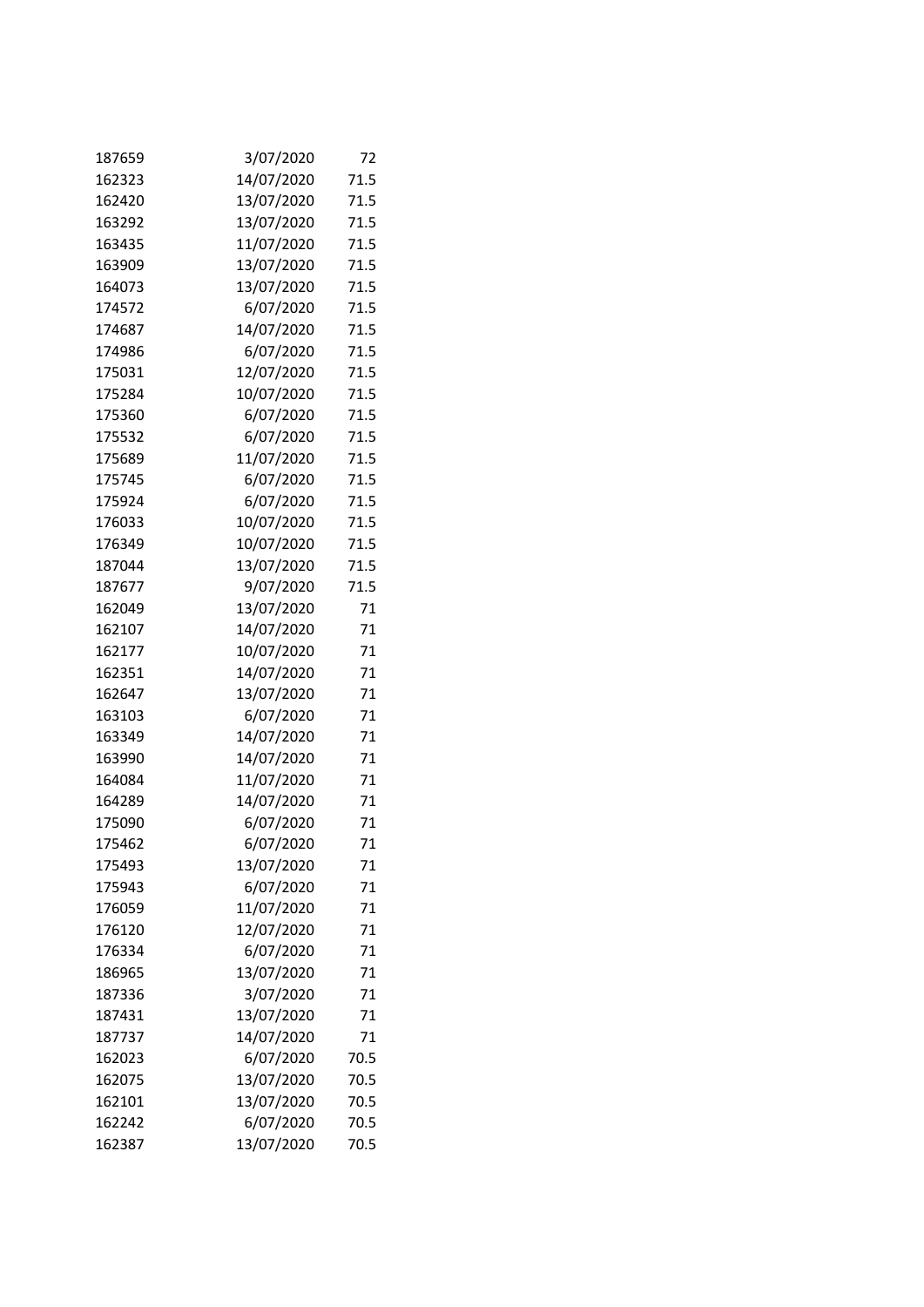| | | |
|---|---|---|
| 187659 | 3/07/2020 | 72 |
| 162323 | 14/07/2020 | 71.5 |
| 162420 | 13/07/2020 | 71.5 |
| 163292 | 13/07/2020 | 71.5 |
| 163435 | 11/07/2020 | 71.5 |
| 163909 | 13/07/2020 | 71.5 |
| 164073 | 13/07/2020 | 71.5 |
| 174572 | 6/07/2020 | 71.5 |
| 174687 | 14/07/2020 | 71.5 |
| 174986 | 6/07/2020 | 71.5 |
| 175031 | 12/07/2020 | 71.5 |
| 175284 | 10/07/2020 | 71.5 |
| 175360 | 6/07/2020 | 71.5 |
| 175532 | 6/07/2020 | 71.5 |
| 175689 | 11/07/2020 | 71.5 |
| 175745 | 6/07/2020 | 71.5 |
| 175924 | 6/07/2020 | 71.5 |
| 176033 | 10/07/2020 | 71.5 |
| 176349 | 10/07/2020 | 71.5 |
| 187044 | 13/07/2020 | 71.5 |
| 187677 | 9/07/2020 | 71.5 |
| 162049 | 13/07/2020 | 71 |
| 162107 | 14/07/2020 | 71 |
| 162177 | 10/07/2020 | 71 |
| 162351 | 14/07/2020 | 71 |
| 162647 | 13/07/2020 | 71 |
| 163103 | 6/07/2020 | 71 |
| 163349 | 14/07/2020 | 71 |
| 163990 | 14/07/2020 | 71 |
| 164084 | 11/07/2020 | 71 |
| 164289 | 14/07/2020 | 71 |
| 175090 | 6/07/2020 | 71 |
| 175462 | 6/07/2020 | 71 |
| 175493 | 13/07/2020 | 71 |
| 175943 | 6/07/2020 | 71 |
| 176059 | 11/07/2020 | 71 |
| 176120 | 12/07/2020 | 71 |
| 176334 | 6/07/2020 | 71 |
| 186965 | 13/07/2020 | 71 |
| 187336 | 3/07/2020 | 71 |
| 187431 | 13/07/2020 | 71 |
| 187737 | 14/07/2020 | 71 |
| 162023 | 6/07/2020 | 70.5 |
| 162075 | 13/07/2020 | 70.5 |
| 162101 | 13/07/2020 | 70.5 |
| 162242 | 6/07/2020 | 70.5 |
| 162387 | 13/07/2020 | 70.5 |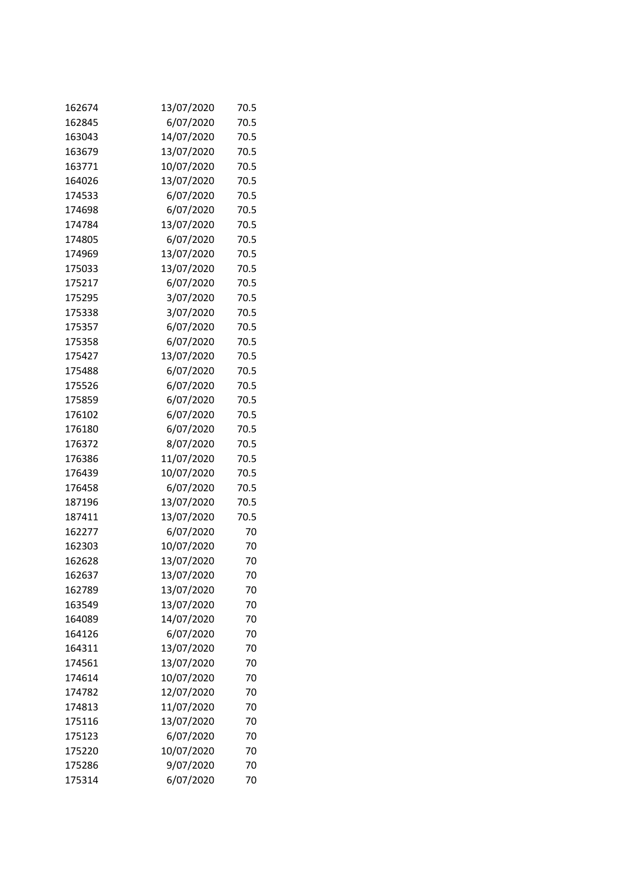| | | |
|---|---|---|
| 162674 | 13/07/2020 | 70.5 |
| 162845 | 6/07/2020 | 70.5 |
| 163043 | 14/07/2020 | 70.5 |
| 163679 | 13/07/2020 | 70.5 |
| 163771 | 10/07/2020 | 70.5 |
| 164026 | 13/07/2020 | 70.5 |
| 174533 | 6/07/2020 | 70.5 |
| 174698 | 6/07/2020 | 70.5 |
| 174784 | 13/07/2020 | 70.5 |
| 174805 | 6/07/2020 | 70.5 |
| 174969 | 13/07/2020 | 70.5 |
| 175033 | 13/07/2020 | 70.5 |
| 175217 | 6/07/2020 | 70.5 |
| 175295 | 3/07/2020 | 70.5 |
| 175338 | 3/07/2020 | 70.5 |
| 175357 | 6/07/2020 | 70.5 |
| 175358 | 6/07/2020 | 70.5 |
| 175427 | 13/07/2020 | 70.5 |
| 175488 | 6/07/2020 | 70.5 |
| 175526 | 6/07/2020 | 70.5 |
| 175859 | 6/07/2020 | 70.5 |
| 176102 | 6/07/2020 | 70.5 |
| 176180 | 6/07/2020 | 70.5 |
| 176372 | 8/07/2020 | 70.5 |
| 176386 | 11/07/2020 | 70.5 |
| 176439 | 10/07/2020 | 70.5 |
| 176458 | 6/07/2020 | 70.5 |
| 187196 | 13/07/2020 | 70.5 |
| 187411 | 13/07/2020 | 70.5 |
| 162277 | 6/07/2020 | 70 |
| 162303 | 10/07/2020 | 70 |
| 162628 | 13/07/2020 | 70 |
| 162637 | 13/07/2020 | 70 |
| 162789 | 13/07/2020 | 70 |
| 163549 | 13/07/2020 | 70 |
| 164089 | 14/07/2020 | 70 |
| 164126 | 6/07/2020 | 70 |
| 164311 | 13/07/2020 | 70 |
| 174561 | 13/07/2020 | 70 |
| 174614 | 10/07/2020 | 70 |
| 174782 | 12/07/2020 | 70 |
| 174813 | 11/07/2020 | 70 |
| 175116 | 13/07/2020 | 70 |
| 175123 | 6/07/2020 | 70 |
| 175220 | 10/07/2020 | 70 |
| 175286 | 9/07/2020 | 70 |
| 175314 | 6/07/2020 | 70 |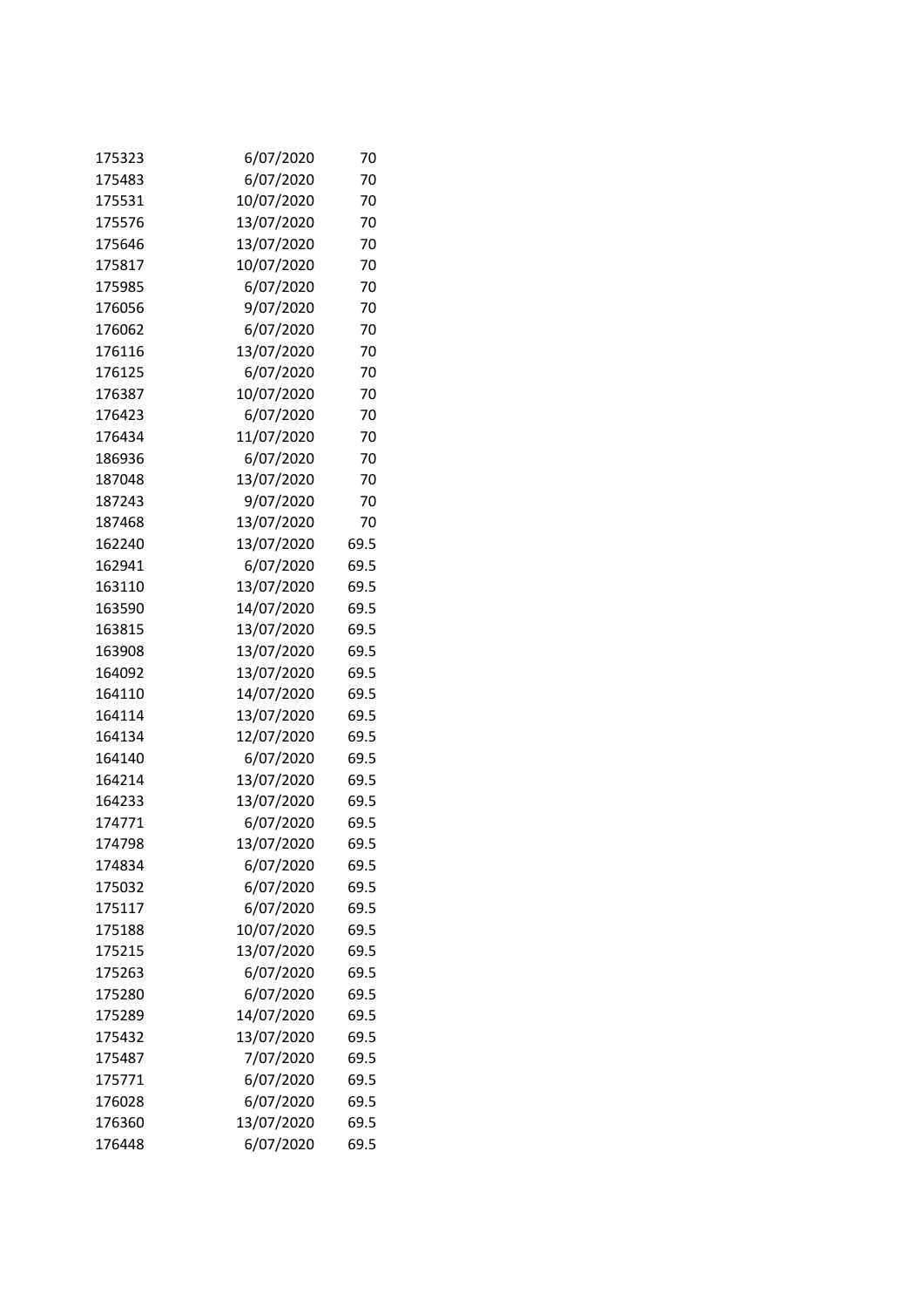| | | |
|---|---|---|
| 175323 | 6/07/2020 | 70 |
| 175483 | 6/07/2020 | 70 |
| 175531 | 10/07/2020 | 70 |
| 175576 | 13/07/2020 | 70 |
| 175646 | 13/07/2020 | 70 |
| 175817 | 10/07/2020 | 70 |
| 175985 | 6/07/2020 | 70 |
| 176056 | 9/07/2020 | 70 |
| 176062 | 6/07/2020 | 70 |
| 176116 | 13/07/2020 | 70 |
| 176125 | 6/07/2020 | 70 |
| 176387 | 10/07/2020 | 70 |
| 176423 | 6/07/2020 | 70 |
| 176434 | 11/07/2020 | 70 |
| 186936 | 6/07/2020 | 70 |
| 187048 | 13/07/2020 | 70 |
| 187243 | 9/07/2020 | 70 |
| 187468 | 13/07/2020 | 70 |
| 162240 | 13/07/2020 | 69.5 |
| 162941 | 6/07/2020 | 69.5 |
| 163110 | 13/07/2020 | 69.5 |
| 163590 | 14/07/2020 | 69.5 |
| 163815 | 13/07/2020 | 69.5 |
| 163908 | 13/07/2020 | 69.5 |
| 164092 | 13/07/2020 | 69.5 |
| 164110 | 14/07/2020 | 69.5 |
| 164114 | 13/07/2020 | 69.5 |
| 164134 | 12/07/2020 | 69.5 |
| 164140 | 6/07/2020 | 69.5 |
| 164214 | 13/07/2020 | 69.5 |
| 164233 | 13/07/2020 | 69.5 |
| 174771 | 6/07/2020 | 69.5 |
| 174798 | 13/07/2020 | 69.5 |
| 174834 | 6/07/2020 | 69.5 |
| 175032 | 6/07/2020 | 69.5 |
| 175117 | 6/07/2020 | 69.5 |
| 175188 | 10/07/2020 | 69.5 |
| 175215 | 13/07/2020 | 69.5 |
| 175263 | 6/07/2020 | 69.5 |
| 175280 | 6/07/2020 | 69.5 |
| 175289 | 14/07/2020 | 69.5 |
| 175432 | 13/07/2020 | 69.5 |
| 175487 | 7/07/2020 | 69.5 |
| 175771 | 6/07/2020 | 69.5 |
| 176028 | 6/07/2020 | 69.5 |
| 176360 | 13/07/2020 | 69.5 |
| 176448 | 6/07/2020 | 69.5 |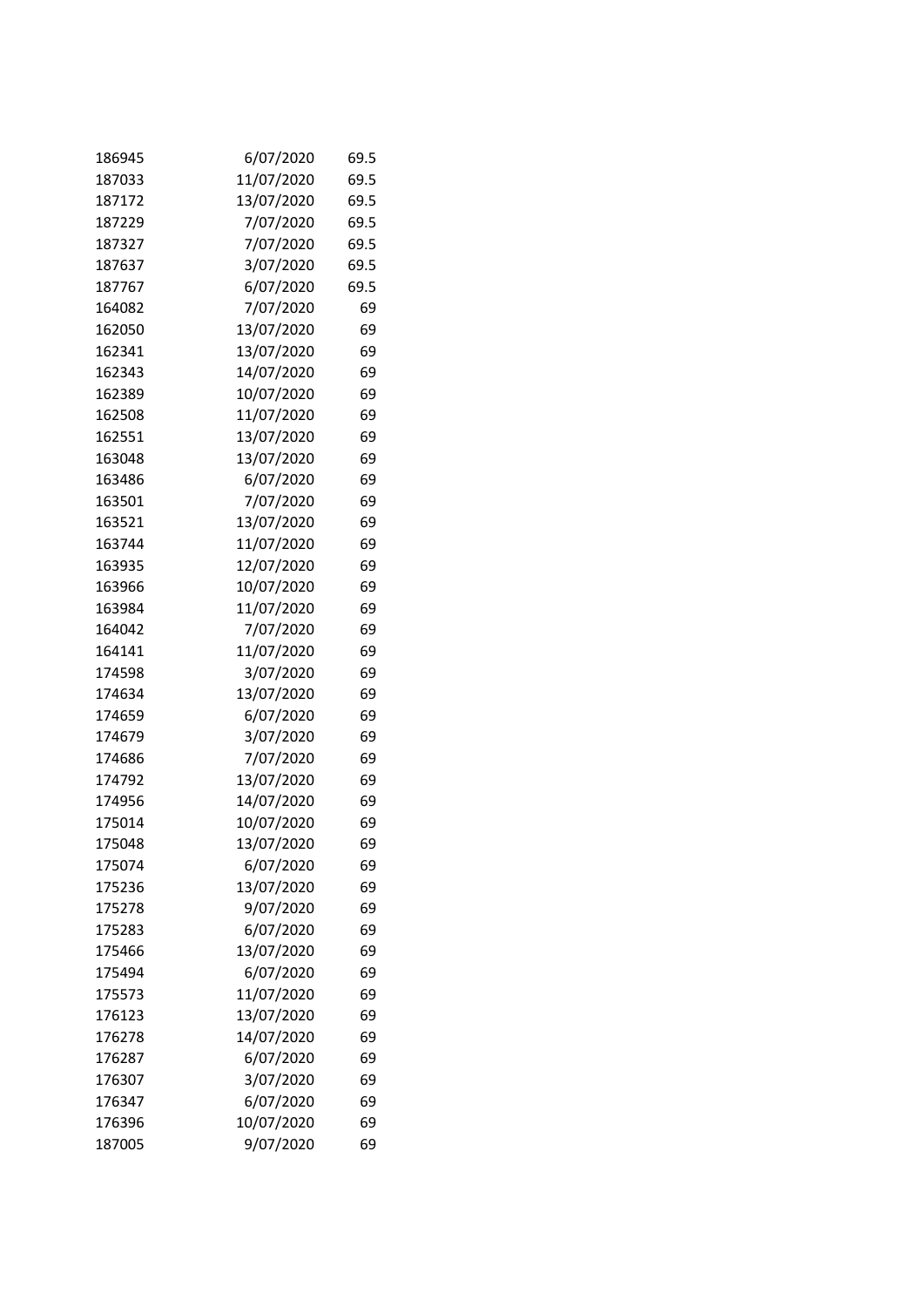| | | |
|---|---|---|
| 186945 | 6/07/2020 | 69.5 |
| 187033 | 11/07/2020 | 69.5 |
| 187172 | 13/07/2020 | 69.5 |
| 187229 | 7/07/2020 | 69.5 |
| 187327 | 7/07/2020 | 69.5 |
| 187637 | 3/07/2020 | 69.5 |
| 187767 | 6/07/2020 | 69.5 |
| 164082 | 7/07/2020 | 69 |
| 162050 | 13/07/2020 | 69 |
| 162341 | 13/07/2020 | 69 |
| 162343 | 14/07/2020 | 69 |
| 162389 | 10/07/2020 | 69 |
| 162508 | 11/07/2020 | 69 |
| 162551 | 13/07/2020 | 69 |
| 163048 | 13/07/2020 | 69 |
| 163486 | 6/07/2020 | 69 |
| 163501 | 7/07/2020 | 69 |
| 163521 | 13/07/2020 | 69 |
| 163744 | 11/07/2020 | 69 |
| 163935 | 12/07/2020 | 69 |
| 163966 | 10/07/2020 | 69 |
| 163984 | 11/07/2020 | 69 |
| 164042 | 7/07/2020 | 69 |
| 164141 | 11/07/2020 | 69 |
| 174598 | 3/07/2020 | 69 |
| 174634 | 13/07/2020 | 69 |
| 174659 | 6/07/2020 | 69 |
| 174679 | 3/07/2020 | 69 |
| 174686 | 7/07/2020 | 69 |
| 174792 | 13/07/2020 | 69 |
| 174956 | 14/07/2020 | 69 |
| 175014 | 10/07/2020 | 69 |
| 175048 | 13/07/2020 | 69 |
| 175074 | 6/07/2020 | 69 |
| 175236 | 13/07/2020 | 69 |
| 175278 | 9/07/2020 | 69 |
| 175283 | 6/07/2020 | 69 |
| 175466 | 13/07/2020 | 69 |
| 175494 | 6/07/2020 | 69 |
| 175573 | 11/07/2020 | 69 |
| 176123 | 13/07/2020 | 69 |
| 176278 | 14/07/2020 | 69 |
| 176287 | 6/07/2020 | 69 |
| 176307 | 3/07/2020 | 69 |
| 176347 | 6/07/2020 | 69 |
| 176396 | 10/07/2020 | 69 |
| 187005 | 9/07/2020 | 69 |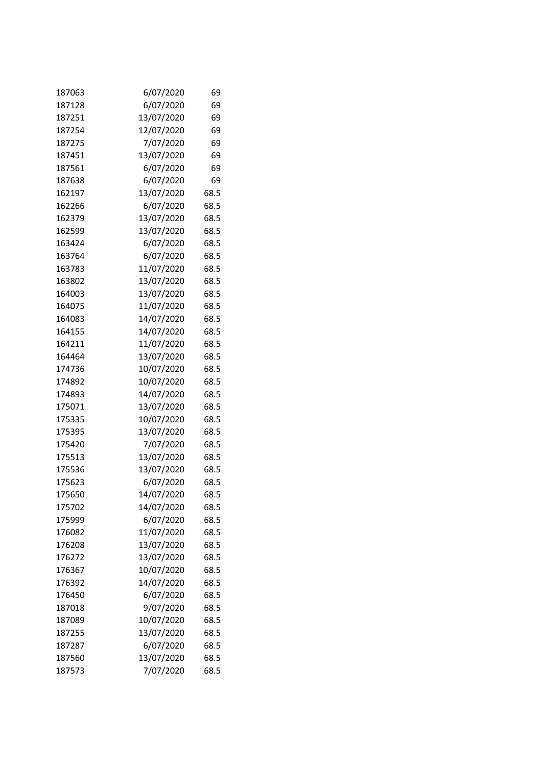| | | |
|---|---|---|
| 187063 | 6/07/2020 | 69 |
| 187128 | 6/07/2020 | 69 |
| 187251 | 13/07/2020 | 69 |
| 187254 | 12/07/2020 | 69 |
| 187275 | 7/07/2020 | 69 |
| 187451 | 13/07/2020 | 69 |
| 187561 | 6/07/2020 | 69 |
| 187638 | 6/07/2020 | 69 |
| 162197 | 13/07/2020 | 68.5 |
| 162266 | 6/07/2020 | 68.5 |
| 162379 | 13/07/2020 | 68.5 |
| 162599 | 13/07/2020 | 68.5 |
| 163424 | 6/07/2020 | 68.5 |
| 163764 | 6/07/2020 | 68.5 |
| 163783 | 11/07/2020 | 68.5 |
| 163802 | 13/07/2020 | 68.5 |
| 164003 | 13/07/2020 | 68.5 |
| 164075 | 11/07/2020 | 68.5 |
| 164083 | 14/07/2020 | 68.5 |
| 164155 | 14/07/2020 | 68.5 |
| 164211 | 11/07/2020 | 68.5 |
| 164464 | 13/07/2020 | 68.5 |
| 174736 | 10/07/2020 | 68.5 |
| 174892 | 10/07/2020 | 68.5 |
| 174893 | 14/07/2020 | 68.5 |
| 175071 | 13/07/2020 | 68.5 |
| 175335 | 10/07/2020 | 68.5 |
| 175395 | 13/07/2020 | 68.5 |
| 175420 | 7/07/2020 | 68.5 |
| 175513 | 13/07/2020 | 68.5 |
| 175536 | 13/07/2020 | 68.5 |
| 175623 | 6/07/2020 | 68.5 |
| 175650 | 14/07/2020 | 68.5 |
| 175702 | 14/07/2020 | 68.5 |
| 175999 | 6/07/2020 | 68.5 |
| 176082 | 11/07/2020 | 68.5 |
| 176208 | 13/07/2020 | 68.5 |
| 176272 | 13/07/2020 | 68.5 |
| 176367 | 10/07/2020 | 68.5 |
| 176392 | 14/07/2020 | 68.5 |
| 176450 | 6/07/2020 | 68.5 |
| 187018 | 9/07/2020 | 68.5 |
| 187089 | 10/07/2020 | 68.5 |
| 187255 | 13/07/2020 | 68.5 |
| 187287 | 6/07/2020 | 68.5 |
| 187560 | 13/07/2020 | 68.5 |
| 187573 | 7/07/2020 | 68.5 |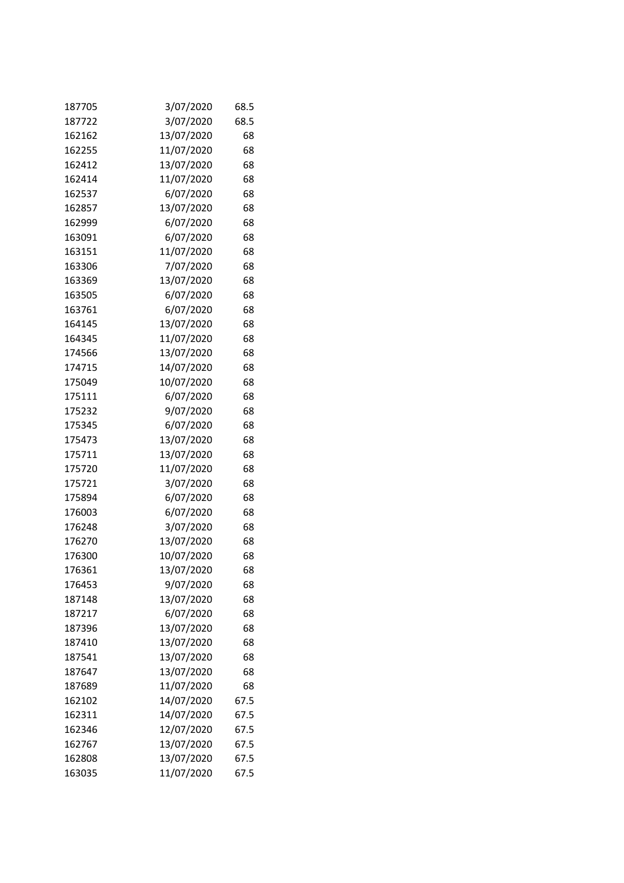| | | |
|---|---|---|
| 187705 | 3/07/2020 | 68.5 |
| 187722 | 3/07/2020 | 68.5 |
| 162162 | 13/07/2020 | 68 |
| 162255 | 11/07/2020 | 68 |
| 162412 | 13/07/2020 | 68 |
| 162414 | 11/07/2020 | 68 |
| 162537 | 6/07/2020 | 68 |
| 162857 | 13/07/2020 | 68 |
| 162999 | 6/07/2020 | 68 |
| 163091 | 6/07/2020 | 68 |
| 163151 | 11/07/2020 | 68 |
| 163306 | 7/07/2020 | 68 |
| 163369 | 13/07/2020 | 68 |
| 163505 | 6/07/2020 | 68 |
| 163761 | 6/07/2020 | 68 |
| 164145 | 13/07/2020 | 68 |
| 164345 | 11/07/2020 | 68 |
| 174566 | 13/07/2020 | 68 |
| 174715 | 14/07/2020 | 68 |
| 175049 | 10/07/2020 | 68 |
| 175111 | 6/07/2020 | 68 |
| 175232 | 9/07/2020 | 68 |
| 175345 | 6/07/2020 | 68 |
| 175473 | 13/07/2020 | 68 |
| 175711 | 13/07/2020 | 68 |
| 175720 | 11/07/2020 | 68 |
| 175721 | 3/07/2020 | 68 |
| 175894 | 6/07/2020 | 68 |
| 176003 | 6/07/2020 | 68 |
| 176248 | 3/07/2020 | 68 |
| 176270 | 13/07/2020 | 68 |
| 176300 | 10/07/2020 | 68 |
| 176361 | 13/07/2020 | 68 |
| 176453 | 9/07/2020 | 68 |
| 187148 | 13/07/2020 | 68 |
| 187217 | 6/07/2020 | 68 |
| 187396 | 13/07/2020 | 68 |
| 187410 | 13/07/2020 | 68 |
| 187541 | 13/07/2020 | 68 |
| 187647 | 13/07/2020 | 68 |
| 187689 | 11/07/2020 | 68 |
| 162102 | 14/07/2020 | 67.5 |
| 162311 | 14/07/2020 | 67.5 |
| 162346 | 12/07/2020 | 67.5 |
| 162767 | 13/07/2020 | 67.5 |
| 162808 | 13/07/2020 | 67.5 |
| 163035 | 11/07/2020 | 67.5 |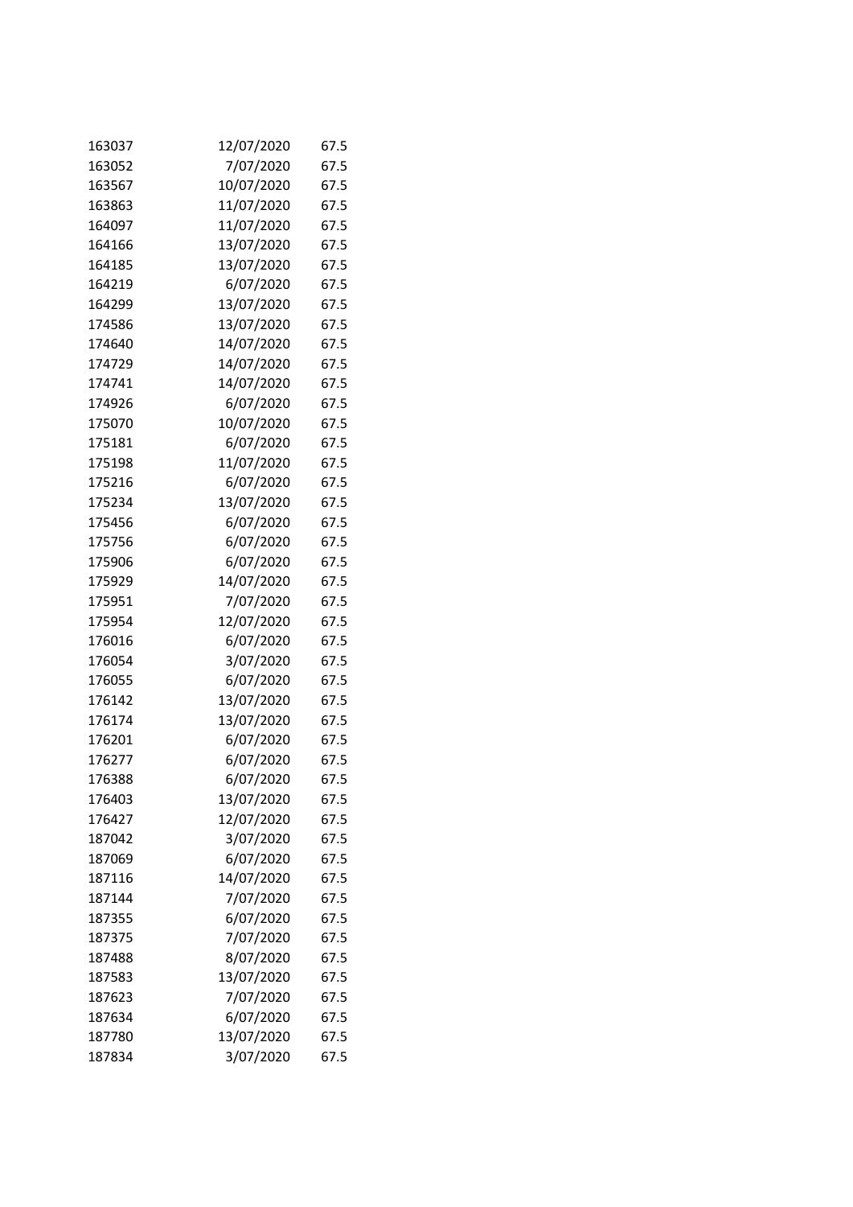| | | |
|---|---|---|
| 163037 | 12/07/2020 | 67.5 |
| 163052 | 7/07/2020 | 67.5 |
| 163567 | 10/07/2020 | 67.5 |
| 163863 | 11/07/2020 | 67.5 |
| 164097 | 11/07/2020 | 67.5 |
| 164166 | 13/07/2020 | 67.5 |
| 164185 | 13/07/2020 | 67.5 |
| 164219 | 6/07/2020 | 67.5 |
| 164299 | 13/07/2020 | 67.5 |
| 174586 | 13/07/2020 | 67.5 |
| 174640 | 14/07/2020 | 67.5 |
| 174729 | 14/07/2020 | 67.5 |
| 174741 | 14/07/2020 | 67.5 |
| 174926 | 6/07/2020 | 67.5 |
| 175070 | 10/07/2020 | 67.5 |
| 175181 | 6/07/2020 | 67.5 |
| 175198 | 11/07/2020 | 67.5 |
| 175216 | 6/07/2020 | 67.5 |
| 175234 | 13/07/2020 | 67.5 |
| 175456 | 6/07/2020 | 67.5 |
| 175756 | 6/07/2020 | 67.5 |
| 175906 | 6/07/2020 | 67.5 |
| 175929 | 14/07/2020 | 67.5 |
| 175951 | 7/07/2020 | 67.5 |
| 175954 | 12/07/2020 | 67.5 |
| 176016 | 6/07/2020 | 67.5 |
| 176054 | 3/07/2020 | 67.5 |
| 176055 | 6/07/2020 | 67.5 |
| 176142 | 13/07/2020 | 67.5 |
| 176174 | 13/07/2020 | 67.5 |
| 176201 | 6/07/2020 | 67.5 |
| 176277 | 6/07/2020 | 67.5 |
| 176388 | 6/07/2020 | 67.5 |
| 176403 | 13/07/2020 | 67.5 |
| 176427 | 12/07/2020 | 67.5 |
| 187042 | 3/07/2020 | 67.5 |
| 187069 | 6/07/2020 | 67.5 |
| 187116 | 14/07/2020 | 67.5 |
| 187144 | 7/07/2020 | 67.5 |
| 187355 | 6/07/2020 | 67.5 |
| 187375 | 7/07/2020 | 67.5 |
| 187488 | 8/07/2020 | 67.5 |
| 187583 | 13/07/2020 | 67.5 |
| 187623 | 7/07/2020 | 67.5 |
| 187634 | 6/07/2020 | 67.5 |
| 187780 | 13/07/2020 | 67.5 |
| 187834 | 3/07/2020 | 67.5 |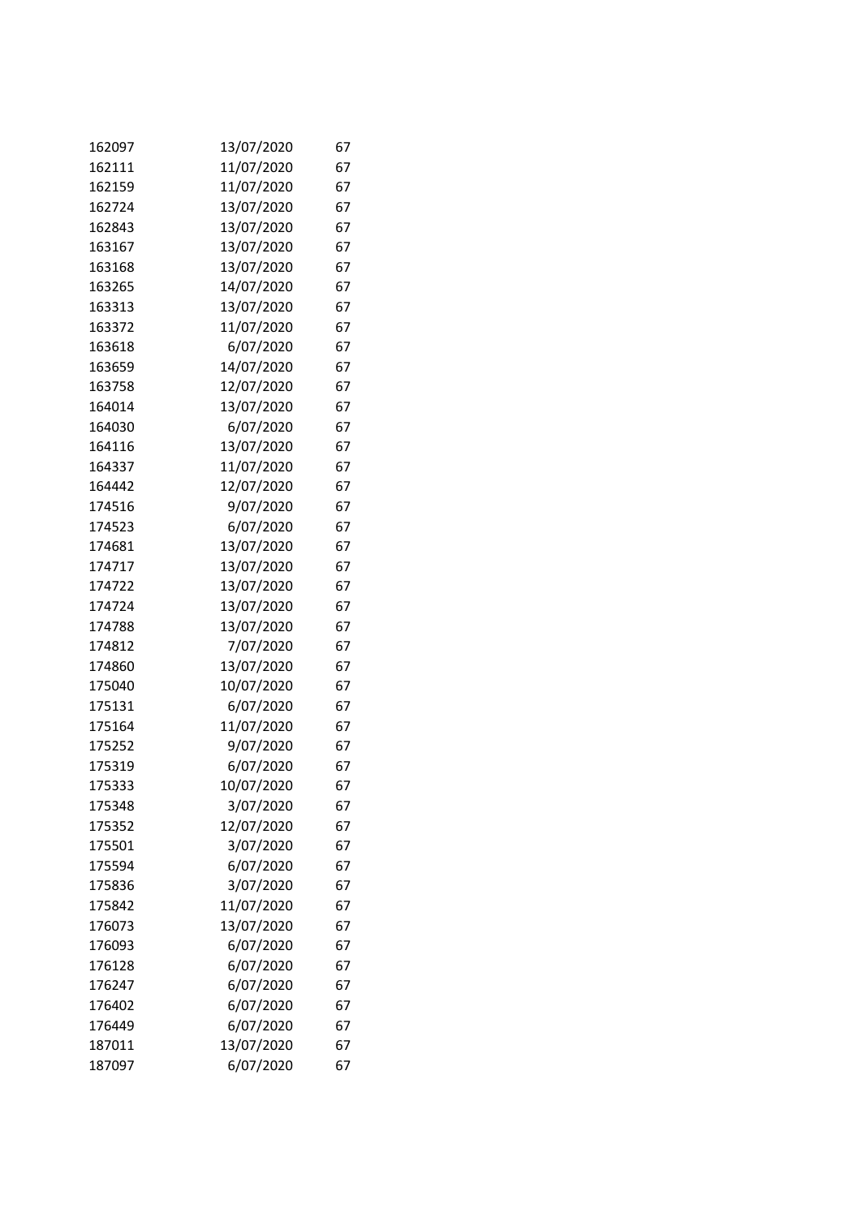| | | |
|---|---|---|
| 162097 | 13/07/2020 | 67 |
| 162111 | 11/07/2020 | 67 |
| 162159 | 11/07/2020 | 67 |
| 162724 | 13/07/2020 | 67 |
| 162843 | 13/07/2020 | 67 |
| 163167 | 13/07/2020 | 67 |
| 163168 | 13/07/2020 | 67 |
| 163265 | 14/07/2020 | 67 |
| 163313 | 13/07/2020 | 67 |
| 163372 | 11/07/2020 | 67 |
| 163618 | 6/07/2020 | 67 |
| 163659 | 14/07/2020 | 67 |
| 163758 | 12/07/2020 | 67 |
| 164014 | 13/07/2020 | 67 |
| 164030 | 6/07/2020 | 67 |
| 164116 | 13/07/2020 | 67 |
| 164337 | 11/07/2020 | 67 |
| 164442 | 12/07/2020 | 67 |
| 174516 | 9/07/2020 | 67 |
| 174523 | 6/07/2020 | 67 |
| 174681 | 13/07/2020 | 67 |
| 174717 | 13/07/2020 | 67 |
| 174722 | 13/07/2020 | 67 |
| 174724 | 13/07/2020 | 67 |
| 174788 | 13/07/2020 | 67 |
| 174812 | 7/07/2020 | 67 |
| 174860 | 13/07/2020 | 67 |
| 175040 | 10/07/2020 | 67 |
| 175131 | 6/07/2020 | 67 |
| 175164 | 11/07/2020 | 67 |
| 175252 | 9/07/2020 | 67 |
| 175319 | 6/07/2020 | 67 |
| 175333 | 10/07/2020 | 67 |
| 175348 | 3/07/2020 | 67 |
| 175352 | 12/07/2020 | 67 |
| 175501 | 3/07/2020 | 67 |
| 175594 | 6/07/2020 | 67 |
| 175836 | 3/07/2020 | 67 |
| 175842 | 11/07/2020 | 67 |
| 176073 | 13/07/2020 | 67 |
| 176093 | 6/07/2020 | 67 |
| 176128 | 6/07/2020 | 67 |
| 176247 | 6/07/2020 | 67 |
| 176402 | 6/07/2020 | 67 |
| 176449 | 6/07/2020 | 67 |
| 187011 | 13/07/2020 | 67 |
| 187097 | 6/07/2020 | 67 |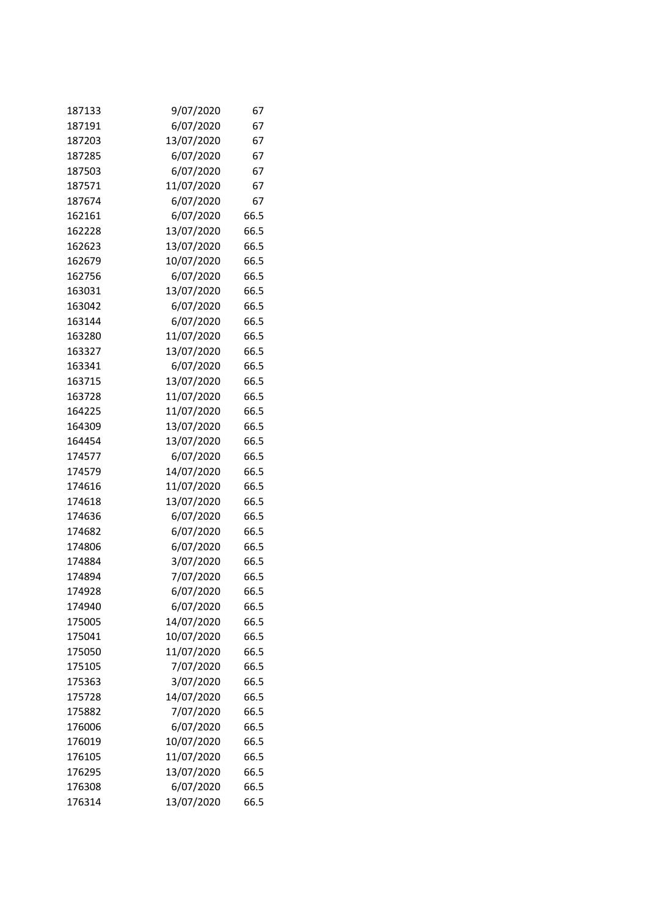| | | |
|---|---|---|
| 187133 | 9/07/2020 | 67 |
| 187191 | 6/07/2020 | 67 |
| 187203 | 13/07/2020 | 67 |
| 187285 | 6/07/2020 | 67 |
| 187503 | 6/07/2020 | 67 |
| 187571 | 11/07/2020 | 67 |
| 187674 | 6/07/2020 | 67 |
| 162161 | 6/07/2020 | 66.5 |
| 162228 | 13/07/2020 | 66.5 |
| 162623 | 13/07/2020 | 66.5 |
| 162679 | 10/07/2020 | 66.5 |
| 162756 | 6/07/2020 | 66.5 |
| 163031 | 13/07/2020 | 66.5 |
| 163042 | 6/07/2020 | 66.5 |
| 163144 | 6/07/2020 | 66.5 |
| 163280 | 11/07/2020 | 66.5 |
| 163327 | 13/07/2020 | 66.5 |
| 163341 | 6/07/2020 | 66.5 |
| 163715 | 13/07/2020 | 66.5 |
| 163728 | 11/07/2020 | 66.5 |
| 164225 | 11/07/2020 | 66.5 |
| 164309 | 13/07/2020 | 66.5 |
| 164454 | 13/07/2020 | 66.5 |
| 174577 | 6/07/2020 | 66.5 |
| 174579 | 14/07/2020 | 66.5 |
| 174616 | 11/07/2020 | 66.5 |
| 174618 | 13/07/2020 | 66.5 |
| 174636 | 6/07/2020 | 66.5 |
| 174682 | 6/07/2020 | 66.5 |
| 174806 | 6/07/2020 | 66.5 |
| 174884 | 3/07/2020 | 66.5 |
| 174894 | 7/07/2020 | 66.5 |
| 174928 | 6/07/2020 | 66.5 |
| 174940 | 6/07/2020 | 66.5 |
| 175005 | 14/07/2020 | 66.5 |
| 175041 | 10/07/2020 | 66.5 |
| 175050 | 11/07/2020 | 66.5 |
| 175105 | 7/07/2020 | 66.5 |
| 175363 | 3/07/2020 | 66.5 |
| 175728 | 14/07/2020 | 66.5 |
| 175882 | 7/07/2020 | 66.5 |
| 176006 | 6/07/2020 | 66.5 |
| 176019 | 10/07/2020 | 66.5 |
| 176105 | 11/07/2020 | 66.5 |
| 176295 | 13/07/2020 | 66.5 |
| 176308 | 6/07/2020 | 66.5 |
| 176314 | 13/07/2020 | 66.5 |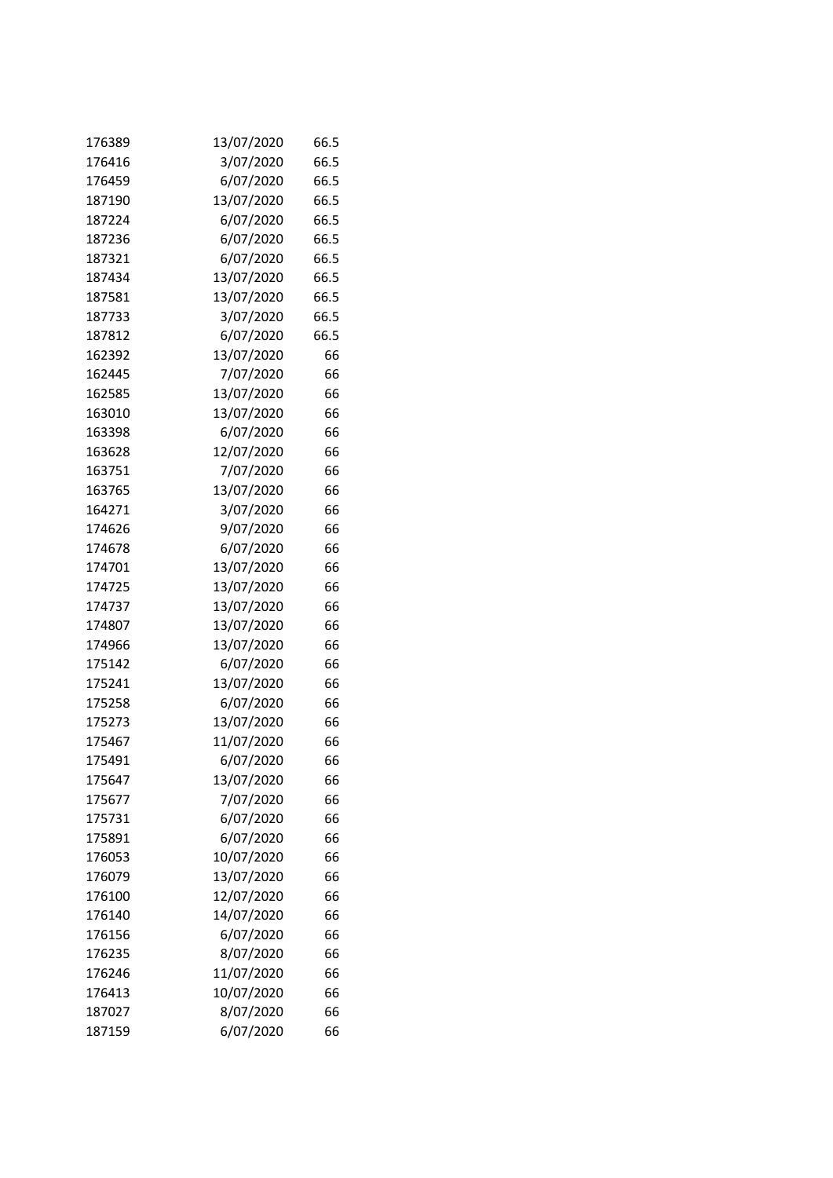| | | |
|---|---|---|
| 176389 | 13/07/2020 | 66.5 |
| 176416 | 3/07/2020 | 66.5 |
| 176459 | 6/07/2020 | 66.5 |
| 187190 | 13/07/2020 | 66.5 |
| 187224 | 6/07/2020 | 66.5 |
| 187236 | 6/07/2020 | 66.5 |
| 187321 | 6/07/2020 | 66.5 |
| 187434 | 13/07/2020 | 66.5 |
| 187581 | 13/07/2020 | 66.5 |
| 187733 | 3/07/2020 | 66.5 |
| 187812 | 6/07/2020 | 66.5 |
| 162392 | 13/07/2020 | 66 |
| 162445 | 7/07/2020 | 66 |
| 162585 | 13/07/2020 | 66 |
| 163010 | 13/07/2020 | 66 |
| 163398 | 6/07/2020 | 66 |
| 163628 | 12/07/2020 | 66 |
| 163751 | 7/07/2020 | 66 |
| 163765 | 13/07/2020 | 66 |
| 164271 | 3/07/2020 | 66 |
| 174626 | 9/07/2020 | 66 |
| 174678 | 6/07/2020 | 66 |
| 174701 | 13/07/2020 | 66 |
| 174725 | 13/07/2020 | 66 |
| 174737 | 13/07/2020 | 66 |
| 174807 | 13/07/2020 | 66 |
| 174966 | 13/07/2020 | 66 |
| 175142 | 6/07/2020 | 66 |
| 175241 | 13/07/2020 | 66 |
| 175258 | 6/07/2020 | 66 |
| 175273 | 13/07/2020 | 66 |
| 175467 | 11/07/2020 | 66 |
| 175491 | 6/07/2020 | 66 |
| 175647 | 13/07/2020 | 66 |
| 175677 | 7/07/2020 | 66 |
| 175731 | 6/07/2020 | 66 |
| 175891 | 6/07/2020 | 66 |
| 176053 | 10/07/2020 | 66 |
| 176079 | 13/07/2020 | 66 |
| 176100 | 12/07/2020 | 66 |
| 176140 | 14/07/2020 | 66 |
| 176156 | 6/07/2020 | 66 |
| 176235 | 8/07/2020 | 66 |
| 176246 | 11/07/2020 | 66 |
| 176413 | 10/07/2020 | 66 |
| 187027 | 8/07/2020 | 66 |
| 187159 | 6/07/2020 | 66 |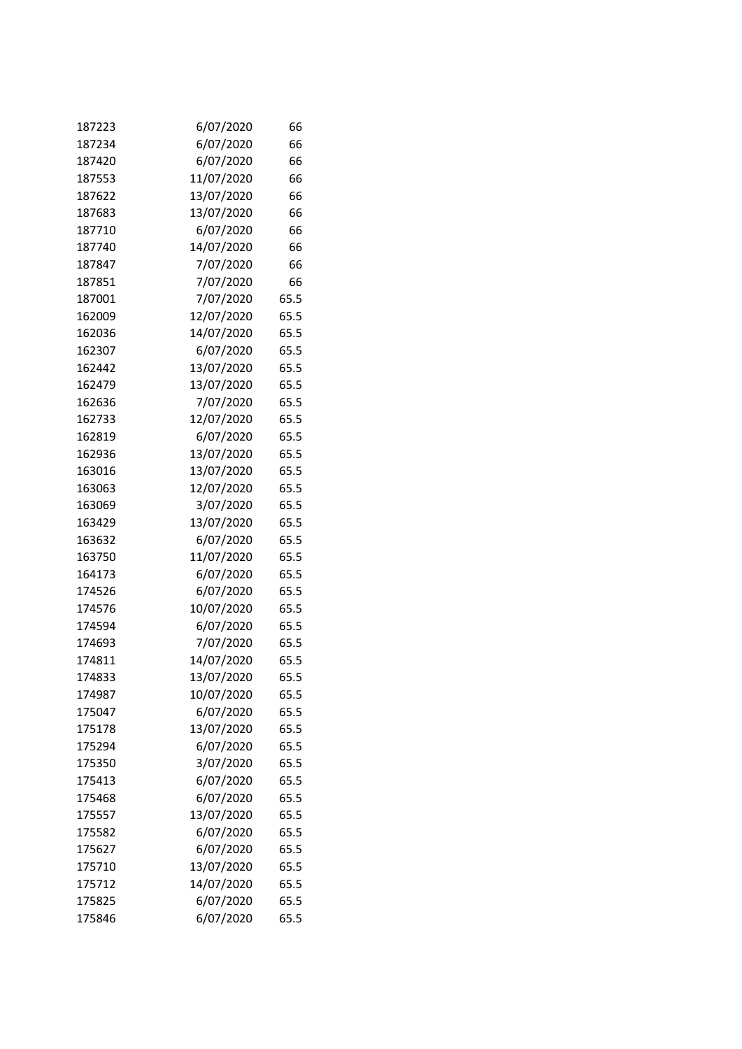| | | |
|---|---|---|
| 187223 | 6/07/2020 | 66 |
| 187234 | 6/07/2020 | 66 |
| 187420 | 6/07/2020 | 66 |
| 187553 | 11/07/2020 | 66 |
| 187622 | 13/07/2020 | 66 |
| 187683 | 13/07/2020 | 66 |
| 187710 | 6/07/2020 | 66 |
| 187740 | 14/07/2020 | 66 |
| 187847 | 7/07/2020 | 66 |
| 187851 | 7/07/2020 | 66 |
| 187001 | 7/07/2020 | 65.5 |
| 162009 | 12/07/2020 | 65.5 |
| 162036 | 14/07/2020 | 65.5 |
| 162307 | 6/07/2020 | 65.5 |
| 162442 | 13/07/2020 | 65.5 |
| 162479 | 13/07/2020 | 65.5 |
| 162636 | 7/07/2020 | 65.5 |
| 162733 | 12/07/2020 | 65.5 |
| 162819 | 6/07/2020 | 65.5 |
| 162936 | 13/07/2020 | 65.5 |
| 163016 | 13/07/2020 | 65.5 |
| 163063 | 12/07/2020 | 65.5 |
| 163069 | 3/07/2020 | 65.5 |
| 163429 | 13/07/2020 | 65.5 |
| 163632 | 6/07/2020 | 65.5 |
| 163750 | 11/07/2020 | 65.5 |
| 164173 | 6/07/2020 | 65.5 |
| 174526 | 6/07/2020 | 65.5 |
| 174576 | 10/07/2020 | 65.5 |
| 174594 | 6/07/2020 | 65.5 |
| 174693 | 7/07/2020 | 65.5 |
| 174811 | 14/07/2020 | 65.5 |
| 174833 | 13/07/2020 | 65.5 |
| 174987 | 10/07/2020 | 65.5 |
| 175047 | 6/07/2020 | 65.5 |
| 175178 | 13/07/2020 | 65.5 |
| 175294 | 6/07/2020 | 65.5 |
| 175350 | 3/07/2020 | 65.5 |
| 175413 | 6/07/2020 | 65.5 |
| 175468 | 6/07/2020 | 65.5 |
| 175557 | 13/07/2020 | 65.5 |
| 175582 | 6/07/2020 | 65.5 |
| 175627 | 6/07/2020 | 65.5 |
| 175710 | 13/07/2020 | 65.5 |
| 175712 | 14/07/2020 | 65.5 |
| 175825 | 6/07/2020 | 65.5 |
| 175846 | 6/07/2020 | 65.5 |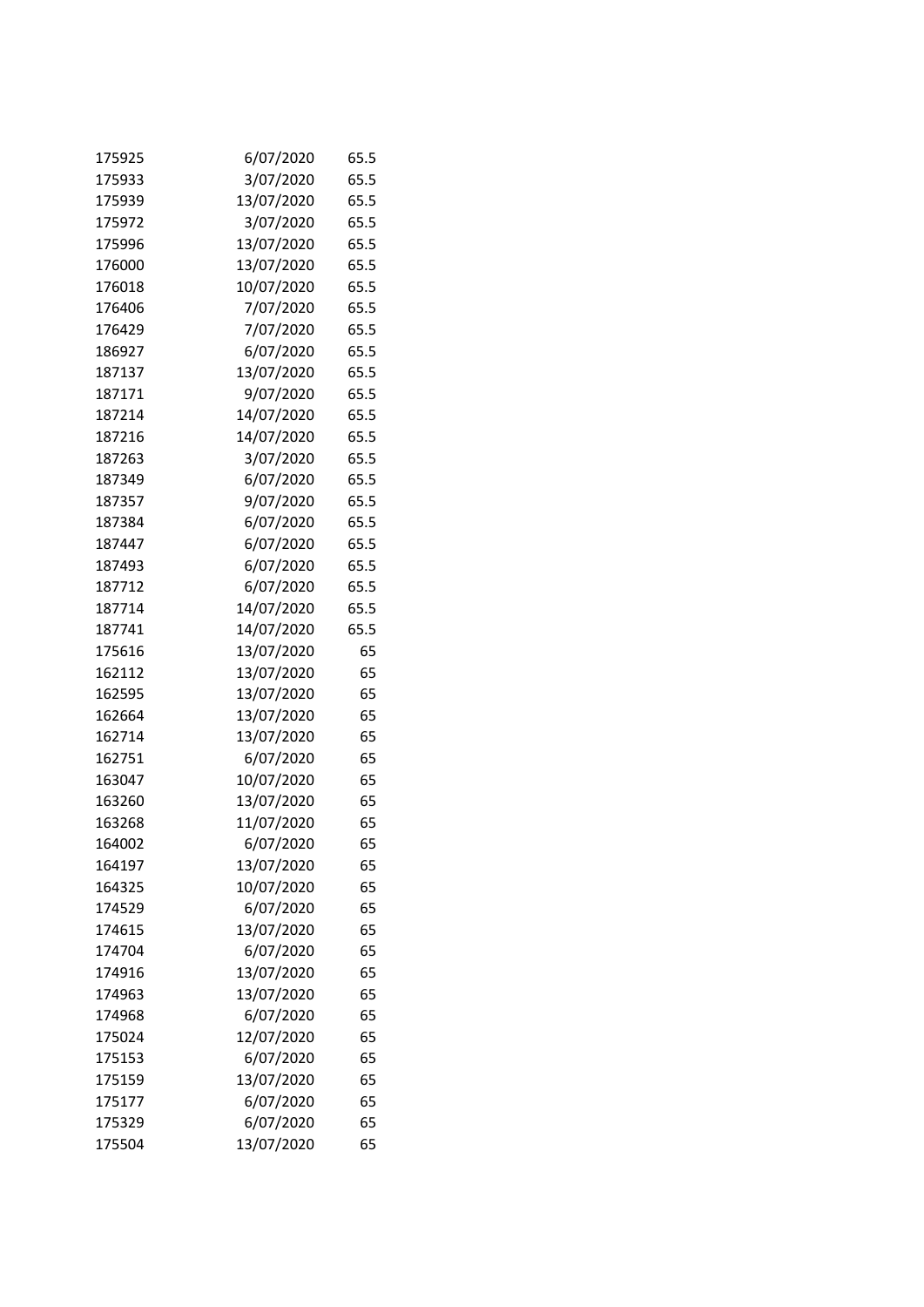| | | |
|---|---|---|
| 175925 | 6/07/2020 | 65.5 |
| 175933 | 3/07/2020 | 65.5 |
| 175939 | 13/07/2020 | 65.5 |
| 175972 | 3/07/2020 | 65.5 |
| 175996 | 13/07/2020 | 65.5 |
| 176000 | 13/07/2020 | 65.5 |
| 176018 | 10/07/2020 | 65.5 |
| 176406 | 7/07/2020 | 65.5 |
| 176429 | 7/07/2020 | 65.5 |
| 186927 | 6/07/2020 | 65.5 |
| 187137 | 13/07/2020 | 65.5 |
| 187171 | 9/07/2020 | 65.5 |
| 187214 | 14/07/2020 | 65.5 |
| 187216 | 14/07/2020 | 65.5 |
| 187263 | 3/07/2020 | 65.5 |
| 187349 | 6/07/2020 | 65.5 |
| 187357 | 9/07/2020 | 65.5 |
| 187384 | 6/07/2020 | 65.5 |
| 187447 | 6/07/2020 | 65.5 |
| 187493 | 6/07/2020 | 65.5 |
| 187712 | 6/07/2020 | 65.5 |
| 187714 | 14/07/2020 | 65.5 |
| 187741 | 14/07/2020 | 65.5 |
| 175616 | 13/07/2020 | 65 |
| 162112 | 13/07/2020 | 65 |
| 162595 | 13/07/2020 | 65 |
| 162664 | 13/07/2020 | 65 |
| 162714 | 13/07/2020 | 65 |
| 162751 | 6/07/2020 | 65 |
| 163047 | 10/07/2020 | 65 |
| 163260 | 13/07/2020 | 65 |
| 163268 | 11/07/2020 | 65 |
| 164002 | 6/07/2020 | 65 |
| 164197 | 13/07/2020 | 65 |
| 164325 | 10/07/2020 | 65 |
| 174529 | 6/07/2020 | 65 |
| 174615 | 13/07/2020 | 65 |
| 174704 | 6/07/2020 | 65 |
| 174916 | 13/07/2020 | 65 |
| 174963 | 13/07/2020 | 65 |
| 174968 | 6/07/2020 | 65 |
| 175024 | 12/07/2020 | 65 |
| 175153 | 6/07/2020 | 65 |
| 175159 | 13/07/2020 | 65 |
| 175177 | 6/07/2020 | 65 |
| 175329 | 6/07/2020 | 65 |
| 175504 | 13/07/2020 | 65 |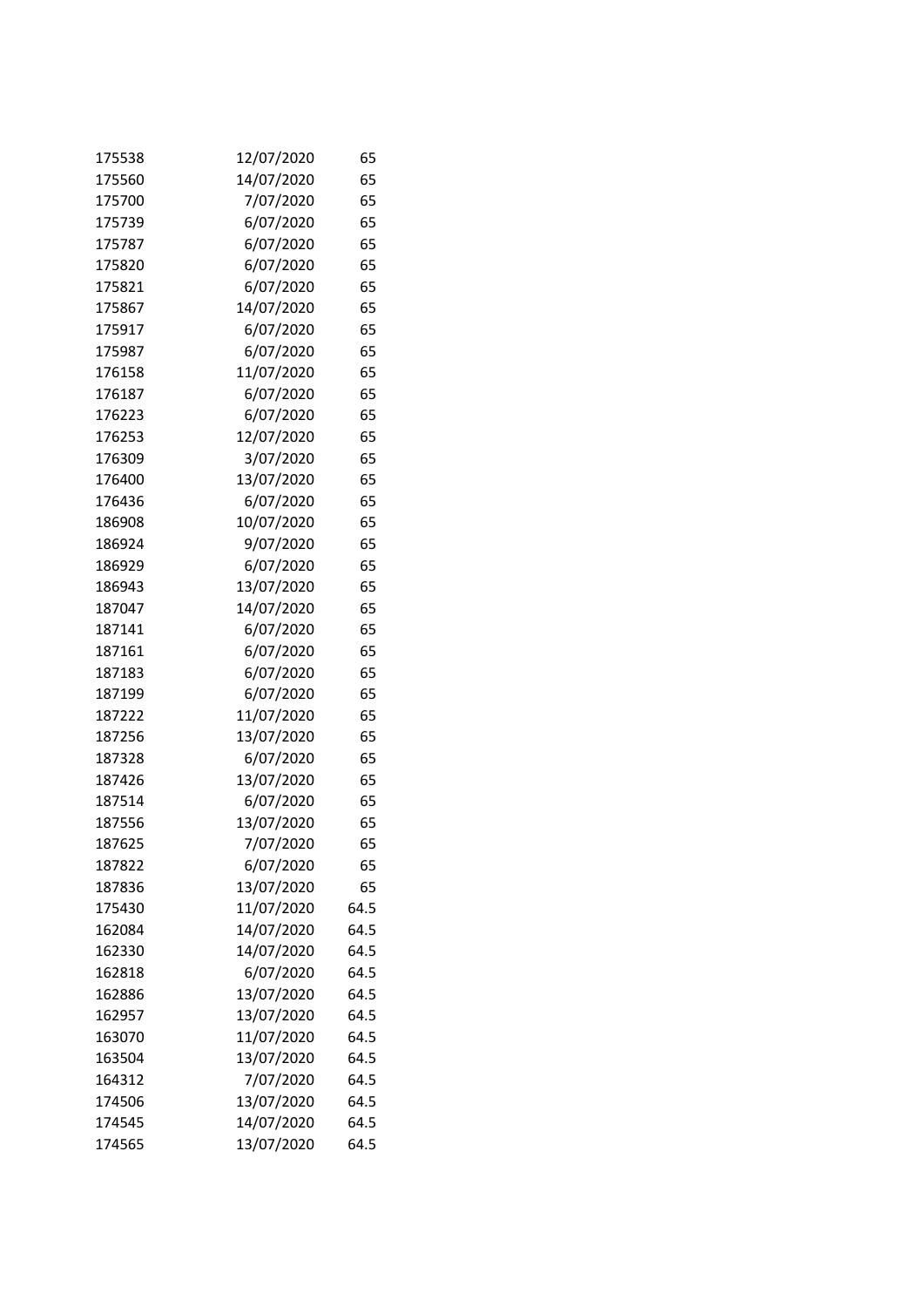| | | |
|---|---|---|
| 175538 | 12/07/2020 | 65 |
| 175560 | 14/07/2020 | 65 |
| 175700 | 7/07/2020 | 65 |
| 175739 | 6/07/2020 | 65 |
| 175787 | 6/07/2020 | 65 |
| 175820 | 6/07/2020 | 65 |
| 175821 | 6/07/2020 | 65 |
| 175867 | 14/07/2020 | 65 |
| 175917 | 6/07/2020 | 65 |
| 175987 | 6/07/2020 | 65 |
| 176158 | 11/07/2020 | 65 |
| 176187 | 6/07/2020 | 65 |
| 176223 | 6/07/2020 | 65 |
| 176253 | 12/07/2020 | 65 |
| 176309 | 3/07/2020 | 65 |
| 176400 | 13/07/2020 | 65 |
| 176436 | 6/07/2020 | 65 |
| 186908 | 10/07/2020 | 65 |
| 186924 | 9/07/2020 | 65 |
| 186929 | 6/07/2020 | 65 |
| 186943 | 13/07/2020 | 65 |
| 187047 | 14/07/2020 | 65 |
| 187141 | 6/07/2020 | 65 |
| 187161 | 6/07/2020 | 65 |
| 187183 | 6/07/2020 | 65 |
| 187199 | 6/07/2020 | 65 |
| 187222 | 11/07/2020 | 65 |
| 187256 | 13/07/2020 | 65 |
| 187328 | 6/07/2020 | 65 |
| 187426 | 13/07/2020 | 65 |
| 187514 | 6/07/2020 | 65 |
| 187556 | 13/07/2020 | 65 |
| 187625 | 7/07/2020 | 65 |
| 187822 | 6/07/2020 | 65 |
| 187836 | 13/07/2020 | 65 |
| 175430 | 11/07/2020 | 64.5 |
| 162084 | 14/07/2020 | 64.5 |
| 162330 | 14/07/2020 | 64.5 |
| 162818 | 6/07/2020 | 64.5 |
| 162886 | 13/07/2020 | 64.5 |
| 162957 | 13/07/2020 | 64.5 |
| 163070 | 11/07/2020 | 64.5 |
| 163504 | 13/07/2020 | 64.5 |
| 164312 | 7/07/2020 | 64.5 |
| 174506 | 13/07/2020 | 64.5 |
| 174545 | 14/07/2020 | 64.5 |
| 174565 | 13/07/2020 | 64.5 |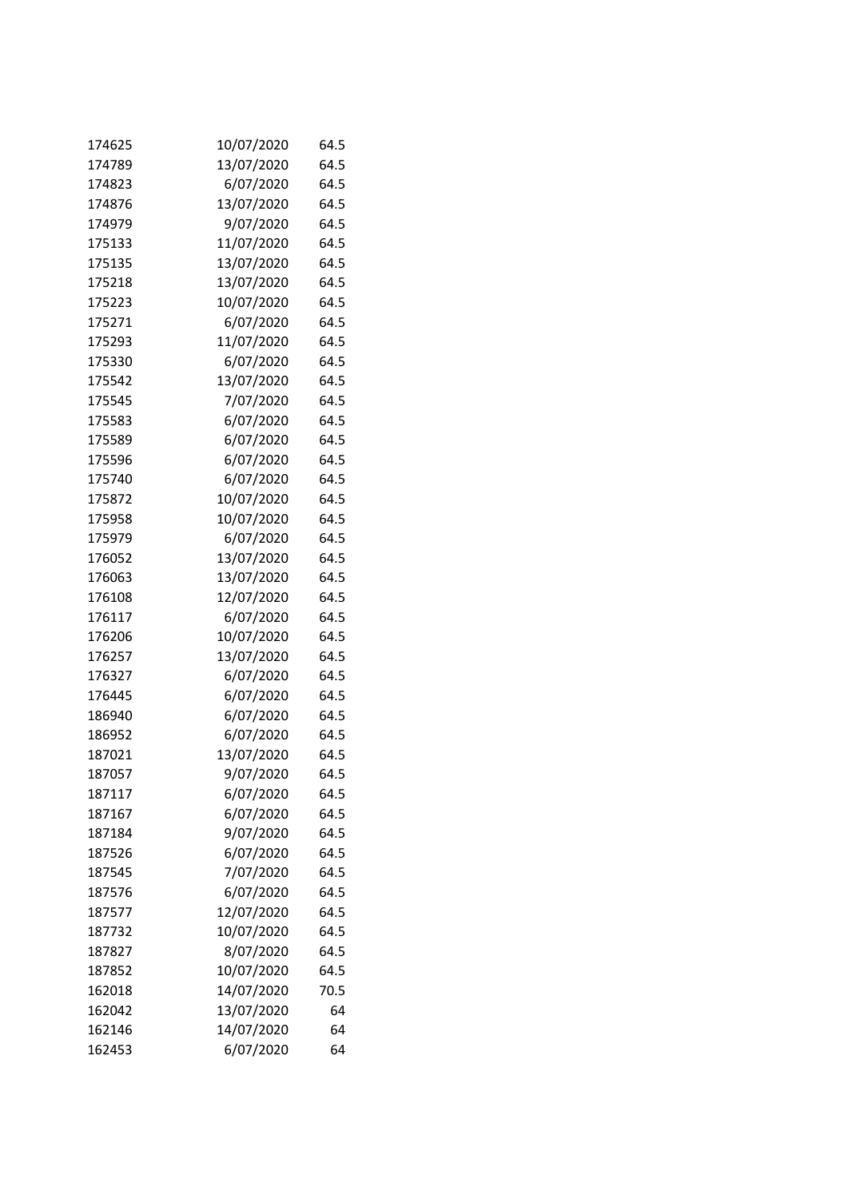| | | |
|---|---|---|
| 174625 | 10/07/2020 | 64.5 |
| 174789 | 13/07/2020 | 64.5 |
| 174823 | 6/07/2020 | 64.5 |
| 174876 | 13/07/2020 | 64.5 |
| 174979 | 9/07/2020 | 64.5 |
| 175133 | 11/07/2020 | 64.5 |
| 175135 | 13/07/2020 | 64.5 |
| 175218 | 13/07/2020 | 64.5 |
| 175223 | 10/07/2020 | 64.5 |
| 175271 | 6/07/2020 | 64.5 |
| 175293 | 11/07/2020 | 64.5 |
| 175330 | 6/07/2020 | 64.5 |
| 175542 | 13/07/2020 | 64.5 |
| 175545 | 7/07/2020 | 64.5 |
| 175583 | 6/07/2020 | 64.5 |
| 175589 | 6/07/2020 | 64.5 |
| 175596 | 6/07/2020 | 64.5 |
| 175740 | 6/07/2020 | 64.5 |
| 175872 | 10/07/2020 | 64.5 |
| 175958 | 10/07/2020 | 64.5 |
| 175979 | 6/07/2020 | 64.5 |
| 176052 | 13/07/2020 | 64.5 |
| 176063 | 13/07/2020 | 64.5 |
| 176108 | 12/07/2020 | 64.5 |
| 176117 | 6/07/2020 | 64.5 |
| 176206 | 10/07/2020 | 64.5 |
| 176257 | 13/07/2020 | 64.5 |
| 176327 | 6/07/2020 | 64.5 |
| 176445 | 6/07/2020 | 64.5 |
| 186940 | 6/07/2020 | 64.5 |
| 186952 | 6/07/2020 | 64.5 |
| 187021 | 13/07/2020 | 64.5 |
| 187057 | 9/07/2020 | 64.5 |
| 187117 | 6/07/2020 | 64.5 |
| 187167 | 6/07/2020 | 64.5 |
| 187184 | 9/07/2020 | 64.5 |
| 187526 | 6/07/2020 | 64.5 |
| 187545 | 7/07/2020 | 64.5 |
| 187576 | 6/07/2020 | 64.5 |
| 187577 | 12/07/2020 | 64.5 |
| 187732 | 10/07/2020 | 64.5 |
| 187827 | 8/07/2020 | 64.5 |
| 187852 | 10/07/2020 | 64.5 |
| 162018 | 14/07/2020 | 70.5 |
| 162042 | 13/07/2020 | 64 |
| 162146 | 14/07/2020 | 64 |
| 162453 | 6/07/2020 | 64 |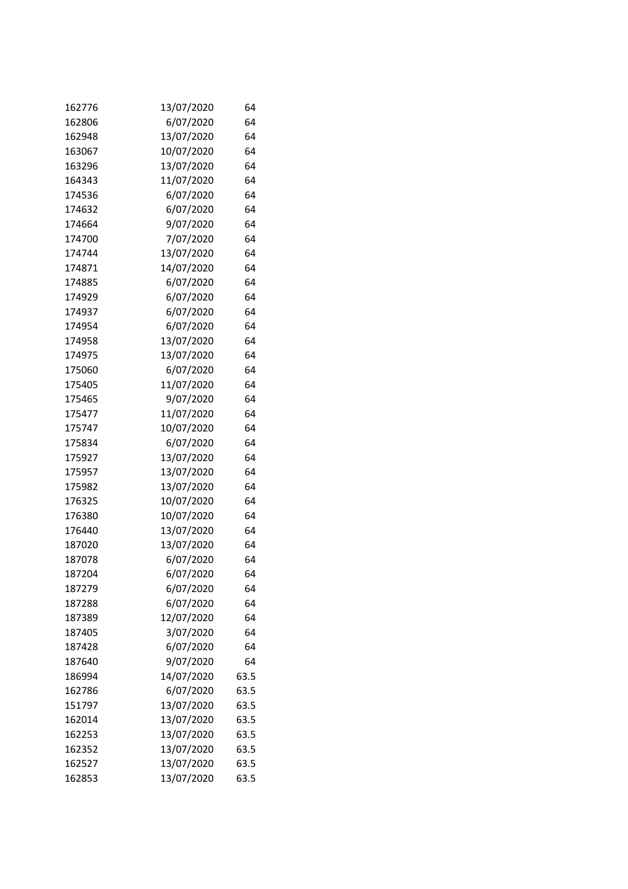| | | |
|---|---|---|
| 162776 | 13/07/2020 | 64 |
| 162806 | 6/07/2020 | 64 |
| 162948 | 13/07/2020 | 64 |
| 163067 | 10/07/2020 | 64 |
| 163296 | 13/07/2020 | 64 |
| 164343 | 11/07/2020 | 64 |
| 174536 | 6/07/2020 | 64 |
| 174632 | 6/07/2020 | 64 |
| 174664 | 9/07/2020 | 64 |
| 174700 | 7/07/2020 | 64 |
| 174744 | 13/07/2020 | 64 |
| 174871 | 14/07/2020 | 64 |
| 174885 | 6/07/2020 | 64 |
| 174929 | 6/07/2020 | 64 |
| 174937 | 6/07/2020 | 64 |
| 174954 | 6/07/2020 | 64 |
| 174958 | 13/07/2020 | 64 |
| 174975 | 13/07/2020 | 64 |
| 175060 | 6/07/2020 | 64 |
| 175405 | 11/07/2020 | 64 |
| 175465 | 9/07/2020 | 64 |
| 175477 | 11/07/2020 | 64 |
| 175747 | 10/07/2020 | 64 |
| 175834 | 6/07/2020 | 64 |
| 175927 | 13/07/2020 | 64 |
| 175957 | 13/07/2020 | 64 |
| 175982 | 13/07/2020 | 64 |
| 176325 | 10/07/2020 | 64 |
| 176380 | 10/07/2020 | 64 |
| 176440 | 13/07/2020 | 64 |
| 187020 | 13/07/2020 | 64 |
| 187078 | 6/07/2020 | 64 |
| 187204 | 6/07/2020 | 64 |
| 187279 | 6/07/2020 | 64 |
| 187288 | 6/07/2020 | 64 |
| 187389 | 12/07/2020 | 64 |
| 187405 | 3/07/2020 | 64 |
| 187428 | 6/07/2020 | 64 |
| 187640 | 9/07/2020 | 64 |
| 186994 | 14/07/2020 | 63.5 |
| 162786 | 6/07/2020 | 63.5 |
| 151797 | 13/07/2020 | 63.5 |
| 162014 | 13/07/2020 | 63.5 |
| 162253 | 13/07/2020 | 63.5 |
| 162352 | 13/07/2020 | 63.5 |
| 162527 | 13/07/2020 | 63.5 |
| 162853 | 13/07/2020 | 63.5 |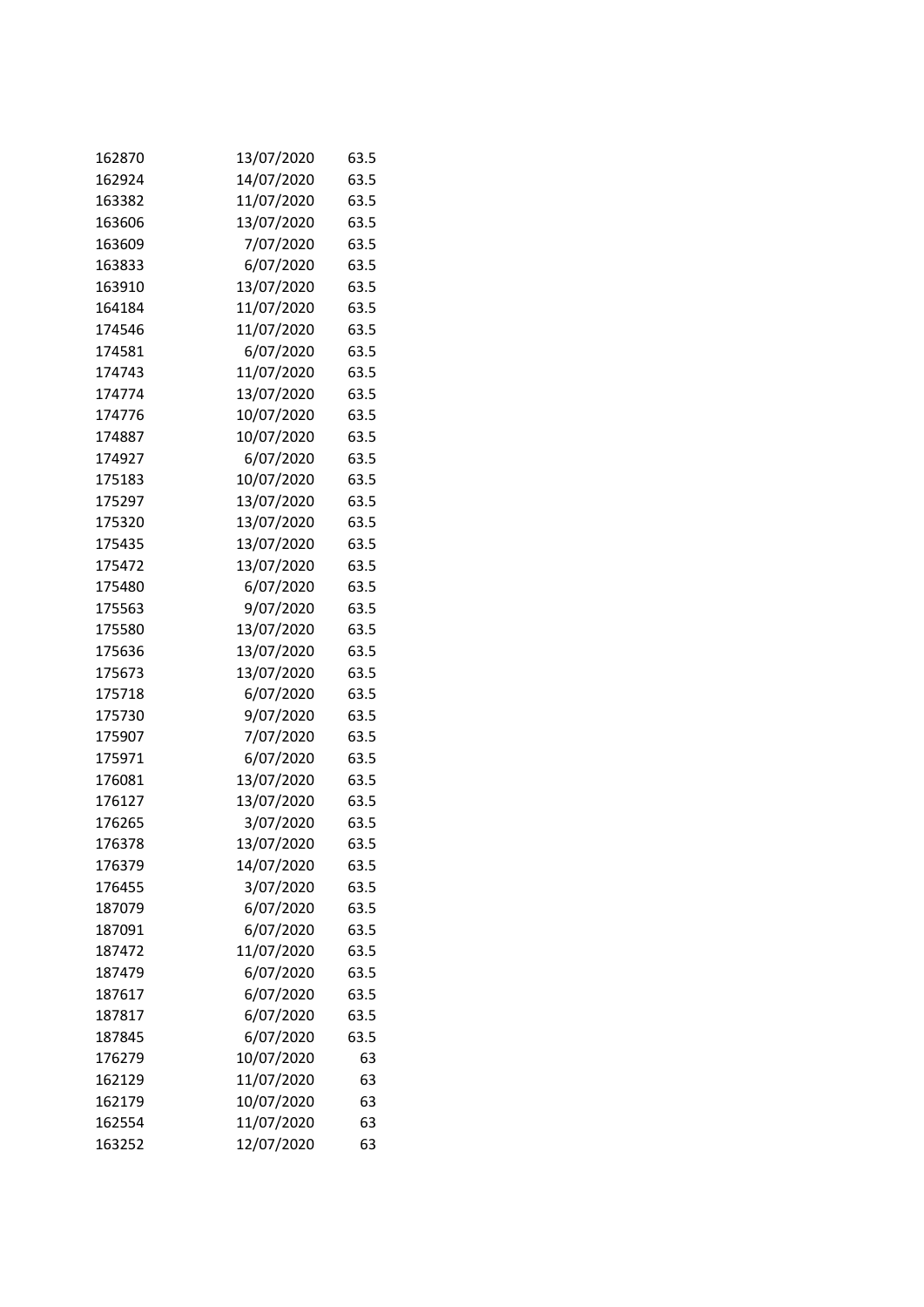| | | |
|---|---|---|
| 162870 | 13/07/2020 | 63.5 |
| 162924 | 14/07/2020 | 63.5 |
| 163382 | 11/07/2020 | 63.5 |
| 163606 | 13/07/2020 | 63.5 |
| 163609 | 7/07/2020 | 63.5 |
| 163833 | 6/07/2020 | 63.5 |
| 163910 | 13/07/2020 | 63.5 |
| 164184 | 11/07/2020 | 63.5 |
| 174546 | 11/07/2020 | 63.5 |
| 174581 | 6/07/2020 | 63.5 |
| 174743 | 11/07/2020 | 63.5 |
| 174774 | 13/07/2020 | 63.5 |
| 174776 | 10/07/2020 | 63.5 |
| 174887 | 10/07/2020 | 63.5 |
| 174927 | 6/07/2020 | 63.5 |
| 175183 | 10/07/2020 | 63.5 |
| 175297 | 13/07/2020 | 63.5 |
| 175320 | 13/07/2020 | 63.5 |
| 175435 | 13/07/2020 | 63.5 |
| 175472 | 13/07/2020 | 63.5 |
| 175480 | 6/07/2020 | 63.5 |
| 175563 | 9/07/2020 | 63.5 |
| 175580 | 13/07/2020 | 63.5 |
| 175636 | 13/07/2020 | 63.5 |
| 175673 | 13/07/2020 | 63.5 |
| 175718 | 6/07/2020 | 63.5 |
| 175730 | 9/07/2020 | 63.5 |
| 175907 | 7/07/2020 | 63.5 |
| 175971 | 6/07/2020 | 63.5 |
| 176081 | 13/07/2020 | 63.5 |
| 176127 | 13/07/2020 | 63.5 |
| 176265 | 3/07/2020 | 63.5 |
| 176378 | 13/07/2020 | 63.5 |
| 176379 | 14/07/2020 | 63.5 |
| 176455 | 3/07/2020 | 63.5 |
| 187079 | 6/07/2020 | 63.5 |
| 187091 | 6/07/2020 | 63.5 |
| 187472 | 11/07/2020 | 63.5 |
| 187479 | 6/07/2020 | 63.5 |
| 187617 | 6/07/2020 | 63.5 |
| 187817 | 6/07/2020 | 63.5 |
| 187845 | 6/07/2020 | 63.5 |
| 176279 | 10/07/2020 | 63 |
| 162129 | 11/07/2020 | 63 |
| 162179 | 10/07/2020 | 63 |
| 162554 | 11/07/2020 | 63 |
| 163252 | 12/07/2020 | 63 |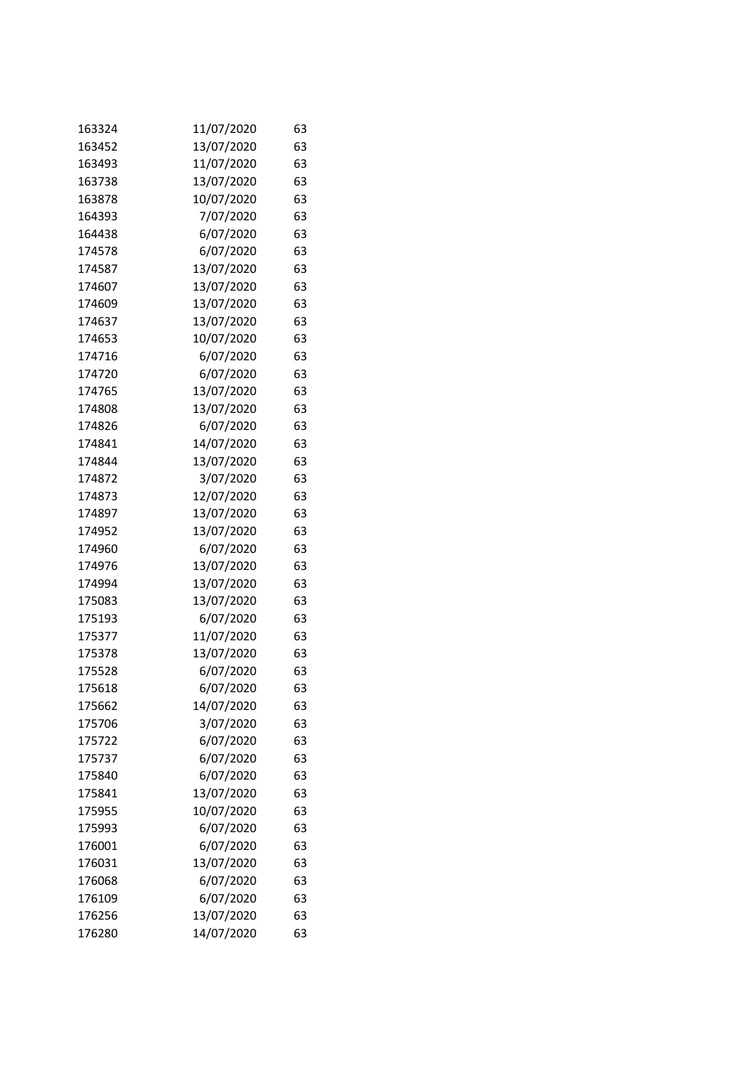| | | |
|---|---|---|
| 163324 | 11/07/2020 | 63 |
| 163452 | 13/07/2020 | 63 |
| 163493 | 11/07/2020 | 63 |
| 163738 | 13/07/2020 | 63 |
| 163878 | 10/07/2020 | 63 |
| 164393 | 7/07/2020 | 63 |
| 164438 | 6/07/2020 | 63 |
| 174578 | 6/07/2020 | 63 |
| 174587 | 13/07/2020 | 63 |
| 174607 | 13/07/2020 | 63 |
| 174609 | 13/07/2020 | 63 |
| 174637 | 13/07/2020 | 63 |
| 174653 | 10/07/2020 | 63 |
| 174716 | 6/07/2020 | 63 |
| 174720 | 6/07/2020 | 63 |
| 174765 | 13/07/2020 | 63 |
| 174808 | 13/07/2020 | 63 |
| 174826 | 6/07/2020 | 63 |
| 174841 | 14/07/2020 | 63 |
| 174844 | 13/07/2020 | 63 |
| 174872 | 3/07/2020 | 63 |
| 174873 | 12/07/2020 | 63 |
| 174897 | 13/07/2020 | 63 |
| 174952 | 13/07/2020 | 63 |
| 174960 | 6/07/2020 | 63 |
| 174976 | 13/07/2020 | 63 |
| 174994 | 13/07/2020 | 63 |
| 175083 | 13/07/2020 | 63 |
| 175193 | 6/07/2020 | 63 |
| 175377 | 11/07/2020 | 63 |
| 175378 | 13/07/2020 | 63 |
| 175528 | 6/07/2020 | 63 |
| 175618 | 6/07/2020 | 63 |
| 175662 | 14/07/2020 | 63 |
| 175706 | 3/07/2020 | 63 |
| 175722 | 6/07/2020 | 63 |
| 175737 | 6/07/2020 | 63 |
| 175840 | 6/07/2020 | 63 |
| 175841 | 13/07/2020 | 63 |
| 175955 | 10/07/2020 | 63 |
| 175993 | 6/07/2020 | 63 |
| 176001 | 6/07/2020 | 63 |
| 176031 | 13/07/2020 | 63 |
| 176068 | 6/07/2020 | 63 |
| 176109 | 6/07/2020 | 63 |
| 176256 | 13/07/2020 | 63 |
| 176280 | 14/07/2020 | 63 |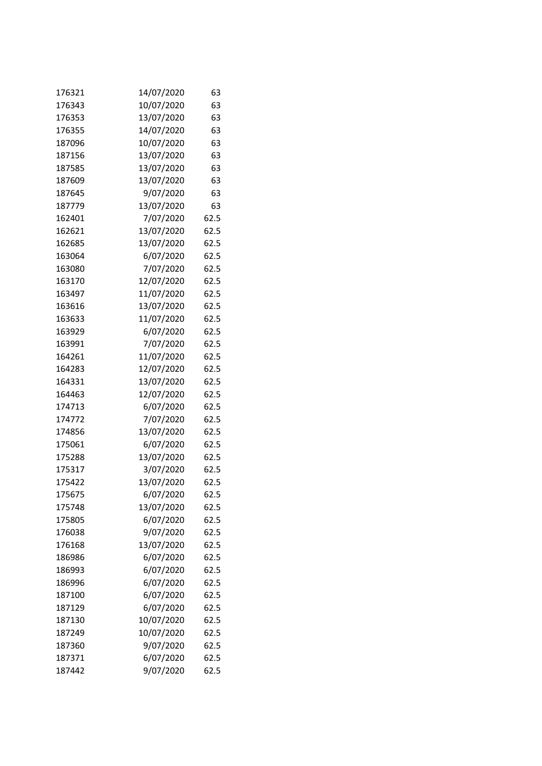| | | |
|---|---|---|
| 176321 | 14/07/2020 | 63 |
| 176343 | 10/07/2020 | 63 |
| 176353 | 13/07/2020 | 63 |
| 176355 | 14/07/2020 | 63 |
| 187096 | 10/07/2020 | 63 |
| 187156 | 13/07/2020 | 63 |
| 187585 | 13/07/2020 | 63 |
| 187609 | 13/07/2020 | 63 |
| 187645 | 9/07/2020 | 63 |
| 187779 | 13/07/2020 | 63 |
| 162401 | 7/07/2020 | 62.5 |
| 162621 | 13/07/2020 | 62.5 |
| 162685 | 13/07/2020 | 62.5 |
| 163064 | 6/07/2020 | 62.5 |
| 163080 | 7/07/2020 | 62.5 |
| 163170 | 12/07/2020 | 62.5 |
| 163497 | 11/07/2020 | 62.5 |
| 163616 | 13/07/2020 | 62.5 |
| 163633 | 11/07/2020 | 62.5 |
| 163929 | 6/07/2020 | 62.5 |
| 163991 | 7/07/2020 | 62.5 |
| 164261 | 11/07/2020 | 62.5 |
| 164283 | 12/07/2020 | 62.5 |
| 164331 | 13/07/2020 | 62.5 |
| 164463 | 12/07/2020 | 62.5 |
| 174713 | 6/07/2020 | 62.5 |
| 174772 | 7/07/2020 | 62.5 |
| 174856 | 13/07/2020 | 62.5 |
| 175061 | 6/07/2020 | 62.5 |
| 175288 | 13/07/2020 | 62.5 |
| 175317 | 3/07/2020 | 62.5 |
| 175422 | 13/07/2020 | 62.5 |
| 175675 | 6/07/2020 | 62.5 |
| 175748 | 13/07/2020 | 62.5 |
| 175805 | 6/07/2020 | 62.5 |
| 176038 | 9/07/2020 | 62.5 |
| 176168 | 13/07/2020 | 62.5 |
| 186986 | 6/07/2020 | 62.5 |
| 186993 | 6/07/2020 | 62.5 |
| 186996 | 6/07/2020 | 62.5 |
| 187100 | 6/07/2020 | 62.5 |
| 187129 | 6/07/2020 | 62.5 |
| 187130 | 10/07/2020 | 62.5 |
| 187249 | 10/07/2020 | 62.5 |
| 187360 | 9/07/2020 | 62.5 |
| 187371 | 6/07/2020 | 62.5 |
| 187442 | 9/07/2020 | 62.5 |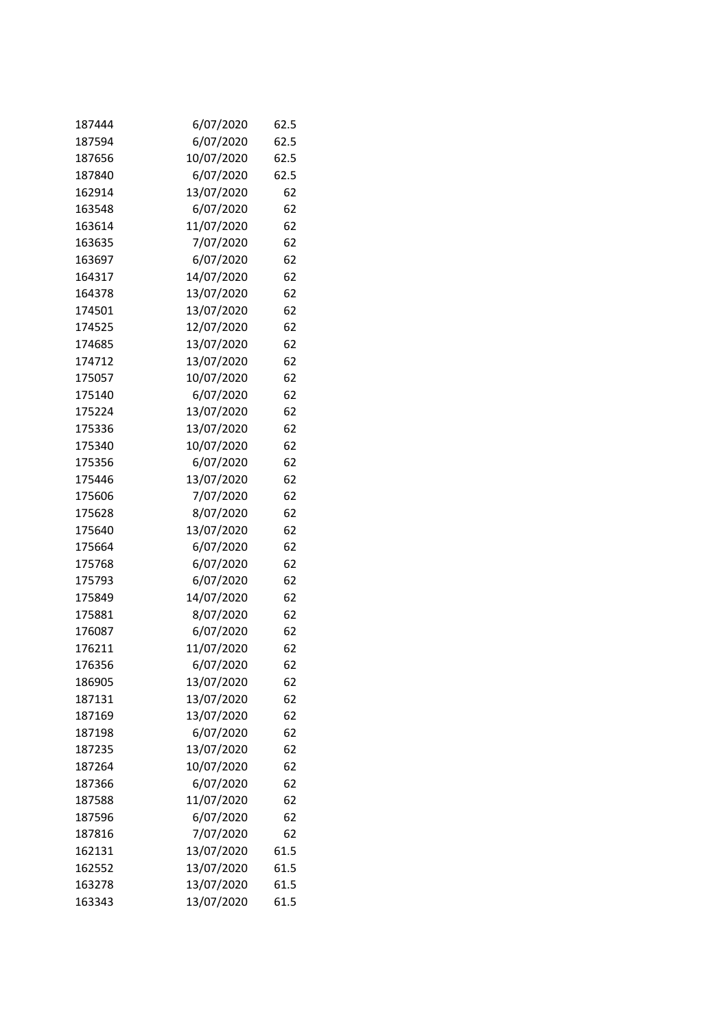| | | |
|---|---|---|
| 187444 | 6/07/2020 | 62.5 |
| 187594 | 6/07/2020 | 62.5 |
| 187656 | 10/07/2020 | 62.5 |
| 187840 | 6/07/2020 | 62.5 |
| 162914 | 13/07/2020 | 62 |
| 163548 | 6/07/2020 | 62 |
| 163614 | 11/07/2020 | 62 |
| 163635 | 7/07/2020 | 62 |
| 163697 | 6/07/2020 | 62 |
| 164317 | 14/07/2020 | 62 |
| 164378 | 13/07/2020 | 62 |
| 174501 | 13/07/2020 | 62 |
| 174525 | 12/07/2020 | 62 |
| 174685 | 13/07/2020 | 62 |
| 174712 | 13/07/2020 | 62 |
| 175057 | 10/07/2020 | 62 |
| 175140 | 6/07/2020 | 62 |
| 175224 | 13/07/2020 | 62 |
| 175336 | 13/07/2020 | 62 |
| 175340 | 10/07/2020 | 62 |
| 175356 | 6/07/2020 | 62 |
| 175446 | 13/07/2020 | 62 |
| 175606 | 7/07/2020 | 62 |
| 175628 | 8/07/2020 | 62 |
| 175640 | 13/07/2020 | 62 |
| 175664 | 6/07/2020 | 62 |
| 175768 | 6/07/2020 | 62 |
| 175793 | 6/07/2020 | 62 |
| 175849 | 14/07/2020 | 62 |
| 175881 | 8/07/2020 | 62 |
| 176087 | 6/07/2020 | 62 |
| 176211 | 11/07/2020 | 62 |
| 176356 | 6/07/2020 | 62 |
| 186905 | 13/07/2020 | 62 |
| 187131 | 13/07/2020 | 62 |
| 187169 | 13/07/2020 | 62 |
| 187198 | 6/07/2020 | 62 |
| 187235 | 13/07/2020 | 62 |
| 187264 | 10/07/2020 | 62 |
| 187366 | 6/07/2020 | 62 |
| 187588 | 11/07/2020 | 62 |
| 187596 | 6/07/2020 | 62 |
| 187816 | 7/07/2020 | 62 |
| 162131 | 13/07/2020 | 61.5 |
| 162552 | 13/07/2020 | 61.5 |
| 163278 | 13/07/2020 | 61.5 |
| 163343 | 13/07/2020 | 61.5 |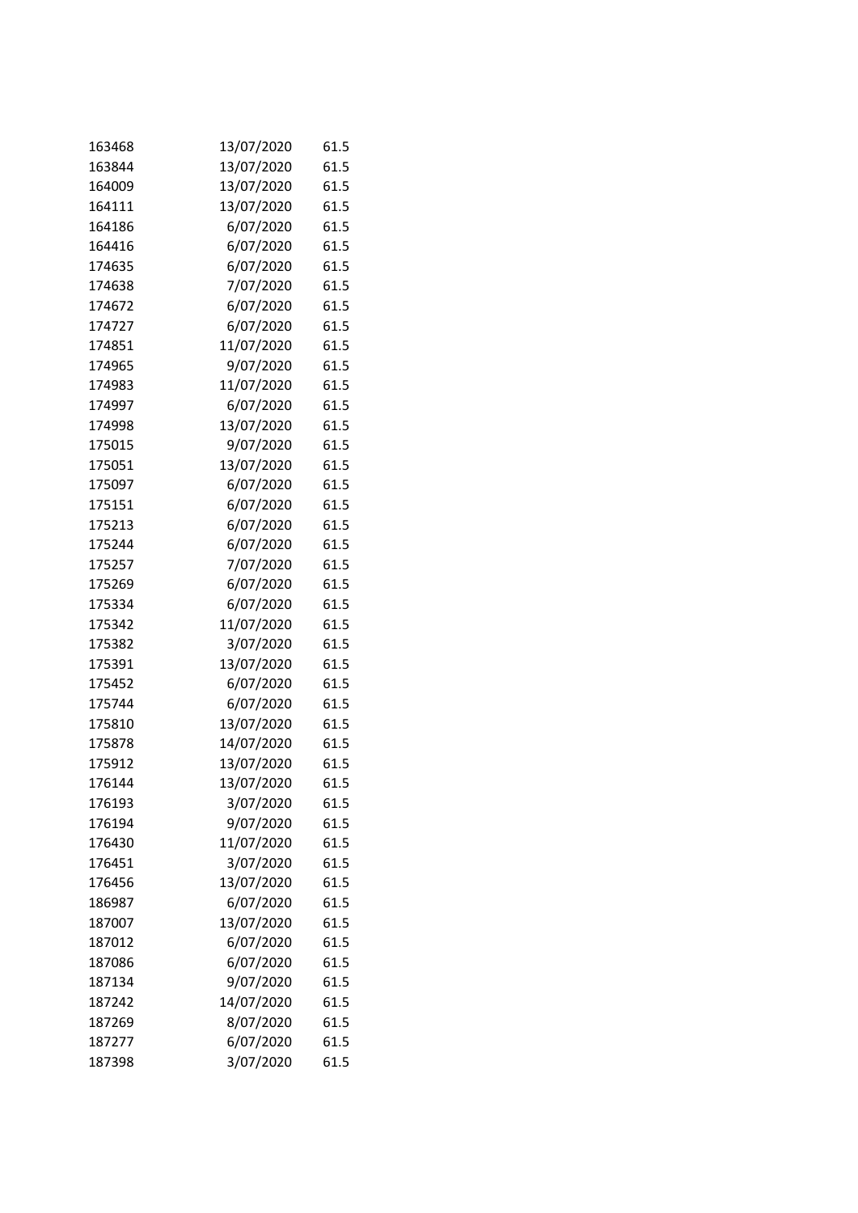| | | |
|---|---|---|
| 163468 | 13/07/2020 | 61.5 |
| 163844 | 13/07/2020 | 61.5 |
| 164009 | 13/07/2020 | 61.5 |
| 164111 | 13/07/2020 | 61.5 |
| 164186 | 6/07/2020 | 61.5 |
| 164416 | 6/07/2020 | 61.5 |
| 174635 | 6/07/2020 | 61.5 |
| 174638 | 7/07/2020 | 61.5 |
| 174672 | 6/07/2020 | 61.5 |
| 174727 | 6/07/2020 | 61.5 |
| 174851 | 11/07/2020 | 61.5 |
| 174965 | 9/07/2020 | 61.5 |
| 174983 | 11/07/2020 | 61.5 |
| 174997 | 6/07/2020 | 61.5 |
| 174998 | 13/07/2020 | 61.5 |
| 175015 | 9/07/2020 | 61.5 |
| 175051 | 13/07/2020 | 61.5 |
| 175097 | 6/07/2020 | 61.5 |
| 175151 | 6/07/2020 | 61.5 |
| 175213 | 6/07/2020 | 61.5 |
| 175244 | 6/07/2020 | 61.5 |
| 175257 | 7/07/2020 | 61.5 |
| 175269 | 6/07/2020 | 61.5 |
| 175334 | 6/07/2020 | 61.5 |
| 175342 | 11/07/2020 | 61.5 |
| 175382 | 3/07/2020 | 61.5 |
| 175391 | 13/07/2020 | 61.5 |
| 175452 | 6/07/2020 | 61.5 |
| 175744 | 6/07/2020 | 61.5 |
| 175810 | 13/07/2020 | 61.5 |
| 175878 | 14/07/2020 | 61.5 |
| 175912 | 13/07/2020 | 61.5 |
| 176144 | 13/07/2020 | 61.5 |
| 176193 | 3/07/2020 | 61.5 |
| 176194 | 9/07/2020 | 61.5 |
| 176430 | 11/07/2020 | 61.5 |
| 176451 | 3/07/2020 | 61.5 |
| 176456 | 13/07/2020 | 61.5 |
| 186987 | 6/07/2020 | 61.5 |
| 187007 | 13/07/2020 | 61.5 |
| 187012 | 6/07/2020 | 61.5 |
| 187086 | 6/07/2020 | 61.5 |
| 187134 | 9/07/2020 | 61.5 |
| 187242 | 14/07/2020 | 61.5 |
| 187269 | 8/07/2020 | 61.5 |
| 187277 | 6/07/2020 | 61.5 |
| 187398 | 3/07/2020 | 61.5 |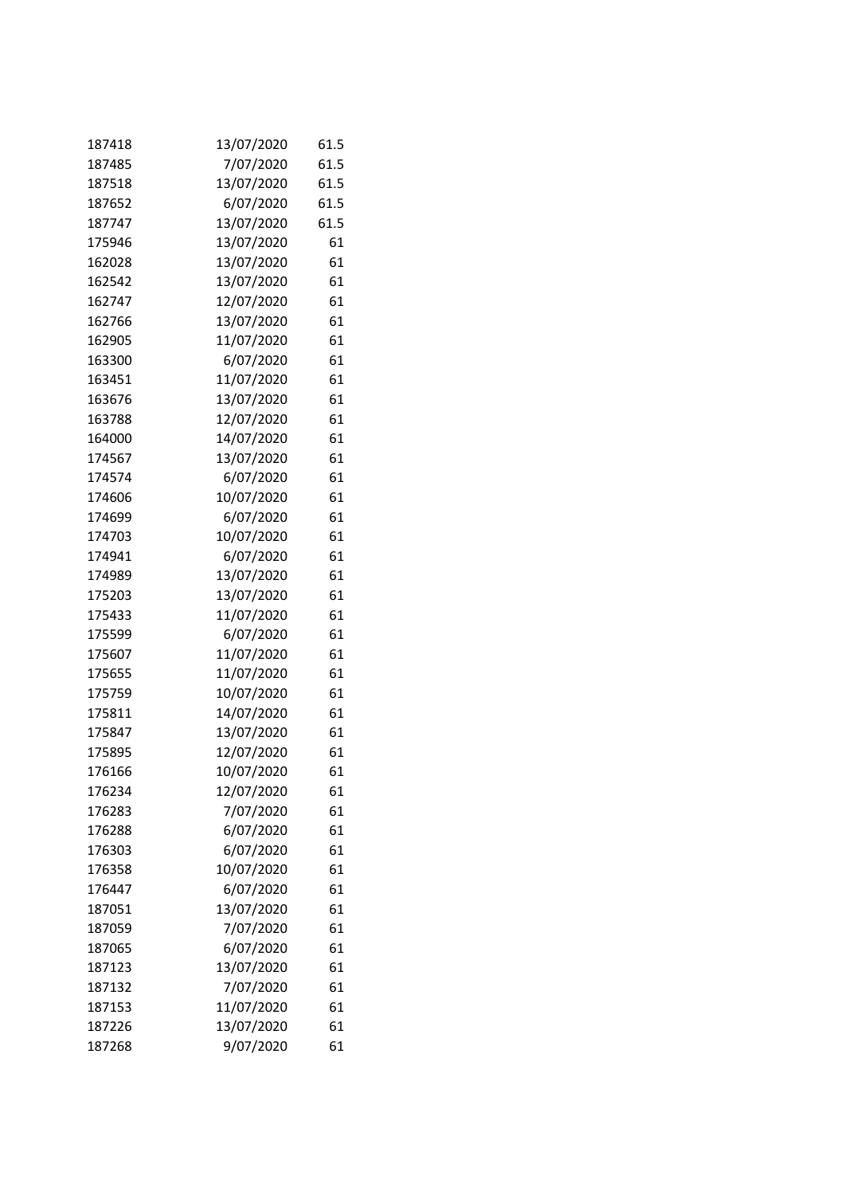| | | |
|---|---|---|
| 187418 | 13/07/2020 | 61.5 |
| 187485 | 7/07/2020 | 61.5 |
| 187518 | 13/07/2020 | 61.5 |
| 187652 | 6/07/2020 | 61.5 |
| 187747 | 13/07/2020 | 61.5 |
| 175946 | 13/07/2020 | 61 |
| 162028 | 13/07/2020 | 61 |
| 162542 | 13/07/2020 | 61 |
| 162747 | 12/07/2020 | 61 |
| 162766 | 13/07/2020 | 61 |
| 162905 | 11/07/2020 | 61 |
| 163300 | 6/07/2020 | 61 |
| 163451 | 11/07/2020 | 61 |
| 163676 | 13/07/2020 | 61 |
| 163788 | 12/07/2020 | 61 |
| 164000 | 14/07/2020 | 61 |
| 174567 | 13/07/2020 | 61 |
| 174574 | 6/07/2020 | 61 |
| 174606 | 10/07/2020 | 61 |
| 174699 | 6/07/2020 | 61 |
| 174703 | 10/07/2020 | 61 |
| 174941 | 6/07/2020 | 61 |
| 174989 | 13/07/2020 | 61 |
| 175203 | 13/07/2020 | 61 |
| 175433 | 11/07/2020 | 61 |
| 175599 | 6/07/2020 | 61 |
| 175607 | 11/07/2020 | 61 |
| 175655 | 11/07/2020 | 61 |
| 175759 | 10/07/2020 | 61 |
| 175811 | 14/07/2020 | 61 |
| 175847 | 13/07/2020 | 61 |
| 175895 | 12/07/2020 | 61 |
| 176166 | 10/07/2020 | 61 |
| 176234 | 12/07/2020 | 61 |
| 176283 | 7/07/2020 | 61 |
| 176288 | 6/07/2020 | 61 |
| 176303 | 6/07/2020 | 61 |
| 176358 | 10/07/2020 | 61 |
| 176447 | 6/07/2020 | 61 |
| 187051 | 13/07/2020 | 61 |
| 187059 | 7/07/2020 | 61 |
| 187065 | 6/07/2020 | 61 |
| 187123 | 13/07/2020 | 61 |
| 187132 | 7/07/2020 | 61 |
| 187153 | 11/07/2020 | 61 |
| 187226 | 13/07/2020 | 61 |
| 187268 | 9/07/2020 | 61 |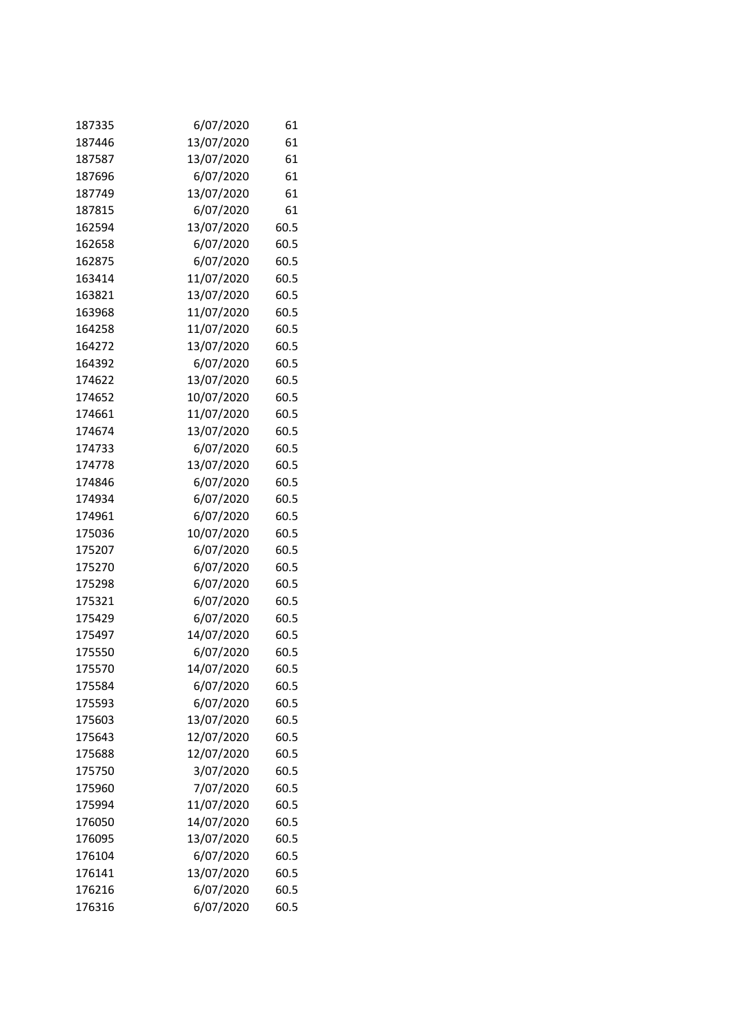| | | |
|---|---|---|
| 187335 | 6/07/2020 | 61 |
| 187446 | 13/07/2020 | 61 |
| 187587 | 13/07/2020 | 61 |
| 187696 | 6/07/2020 | 61 |
| 187749 | 13/07/2020 | 61 |
| 187815 | 6/07/2020 | 61 |
| 162594 | 13/07/2020 | 60.5 |
| 162658 | 6/07/2020 | 60.5 |
| 162875 | 6/07/2020 | 60.5 |
| 163414 | 11/07/2020 | 60.5 |
| 163821 | 13/07/2020 | 60.5 |
| 163968 | 11/07/2020 | 60.5 |
| 164258 | 11/07/2020 | 60.5 |
| 164272 | 13/07/2020 | 60.5 |
| 164392 | 6/07/2020 | 60.5 |
| 174622 | 13/07/2020 | 60.5 |
| 174652 | 10/07/2020 | 60.5 |
| 174661 | 11/07/2020 | 60.5 |
| 174674 | 13/07/2020 | 60.5 |
| 174733 | 6/07/2020 | 60.5 |
| 174778 | 13/07/2020 | 60.5 |
| 174846 | 6/07/2020 | 60.5 |
| 174934 | 6/07/2020 | 60.5 |
| 174961 | 6/07/2020 | 60.5 |
| 175036 | 10/07/2020 | 60.5 |
| 175207 | 6/07/2020 | 60.5 |
| 175270 | 6/07/2020 | 60.5 |
| 175298 | 6/07/2020 | 60.5 |
| 175321 | 6/07/2020 | 60.5 |
| 175429 | 6/07/2020 | 60.5 |
| 175497 | 14/07/2020 | 60.5 |
| 175550 | 6/07/2020 | 60.5 |
| 175570 | 14/07/2020 | 60.5 |
| 175584 | 6/07/2020 | 60.5 |
| 175593 | 6/07/2020 | 60.5 |
| 175603 | 13/07/2020 | 60.5 |
| 175643 | 12/07/2020 | 60.5 |
| 175688 | 12/07/2020 | 60.5 |
| 175750 | 3/07/2020 | 60.5 |
| 175960 | 7/07/2020 | 60.5 |
| 175994 | 11/07/2020 | 60.5 |
| 176050 | 14/07/2020 | 60.5 |
| 176095 | 13/07/2020 | 60.5 |
| 176104 | 6/07/2020 | 60.5 |
| 176141 | 13/07/2020 | 60.5 |
| 176216 | 6/07/2020 | 60.5 |
| 176316 | 6/07/2020 | 60.5 |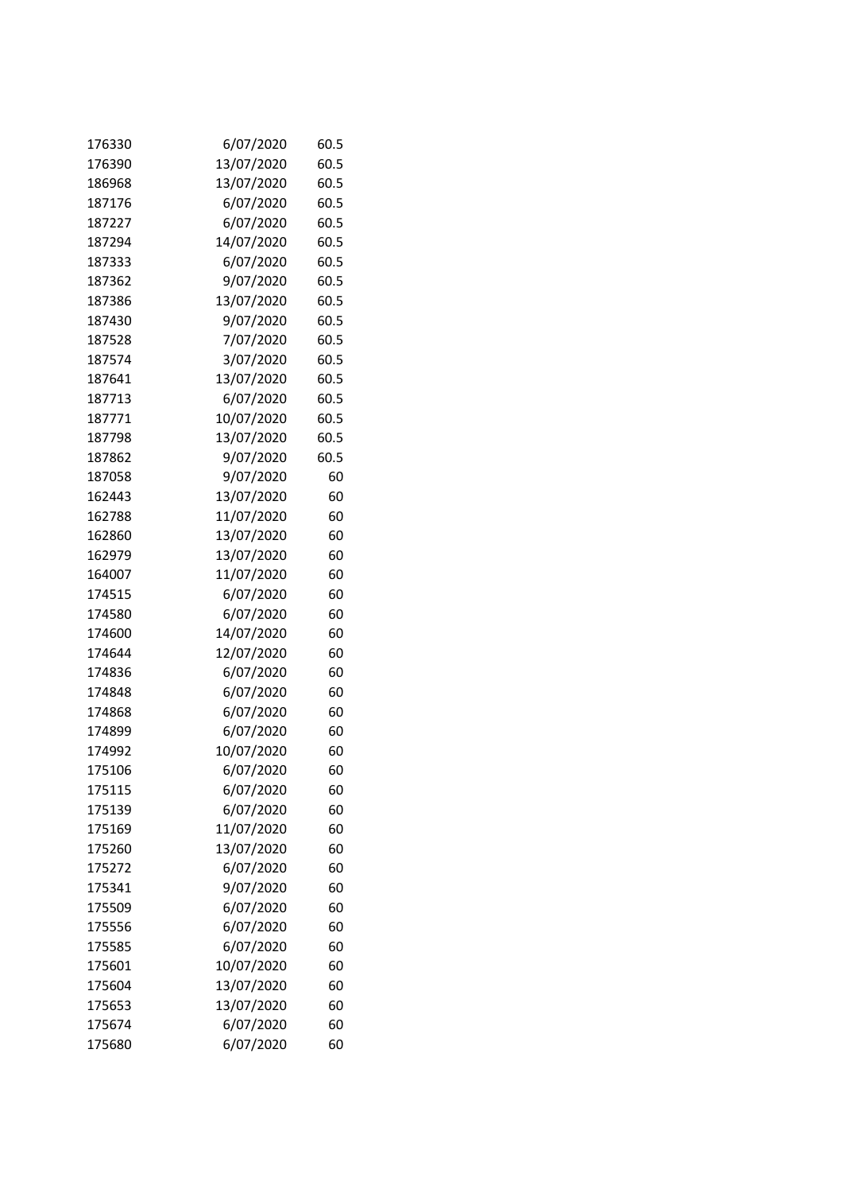| | | |
|---|---|---|
| 176330 | 6/07/2020 | 60.5 |
| 176390 | 13/07/2020 | 60.5 |
| 186968 | 13/07/2020 | 60.5 |
| 187176 | 6/07/2020 | 60.5 |
| 187227 | 6/07/2020 | 60.5 |
| 187294 | 14/07/2020 | 60.5 |
| 187333 | 6/07/2020 | 60.5 |
| 187362 | 9/07/2020 | 60.5 |
| 187386 | 13/07/2020 | 60.5 |
| 187430 | 9/07/2020 | 60.5 |
| 187528 | 7/07/2020 | 60.5 |
| 187574 | 3/07/2020 | 60.5 |
| 187641 | 13/07/2020 | 60.5 |
| 187713 | 6/07/2020 | 60.5 |
| 187771 | 10/07/2020 | 60.5 |
| 187798 | 13/07/2020 | 60.5 |
| 187862 | 9/07/2020 | 60.5 |
| 187058 | 9/07/2020 | 60 |
| 162443 | 13/07/2020 | 60 |
| 162788 | 11/07/2020 | 60 |
| 162860 | 13/07/2020 | 60 |
| 162979 | 13/07/2020 | 60 |
| 164007 | 11/07/2020 | 60 |
| 174515 | 6/07/2020 | 60 |
| 174580 | 6/07/2020 | 60 |
| 174600 | 14/07/2020 | 60 |
| 174644 | 12/07/2020 | 60 |
| 174836 | 6/07/2020 | 60 |
| 174848 | 6/07/2020 | 60 |
| 174868 | 6/07/2020 | 60 |
| 174899 | 6/07/2020 | 60 |
| 174992 | 10/07/2020 | 60 |
| 175106 | 6/07/2020 | 60 |
| 175115 | 6/07/2020 | 60 |
| 175139 | 6/07/2020 | 60 |
| 175169 | 11/07/2020 | 60 |
| 175260 | 13/07/2020 | 60 |
| 175272 | 6/07/2020 | 60 |
| 175341 | 9/07/2020 | 60 |
| 175509 | 6/07/2020 | 60 |
| 175556 | 6/07/2020 | 60 |
| 175585 | 6/07/2020 | 60 |
| 175601 | 10/07/2020 | 60 |
| 175604 | 13/07/2020 | 60 |
| 175653 | 13/07/2020 | 60 |
| 175674 | 6/07/2020 | 60 |
| 175680 | 6/07/2020 | 60 |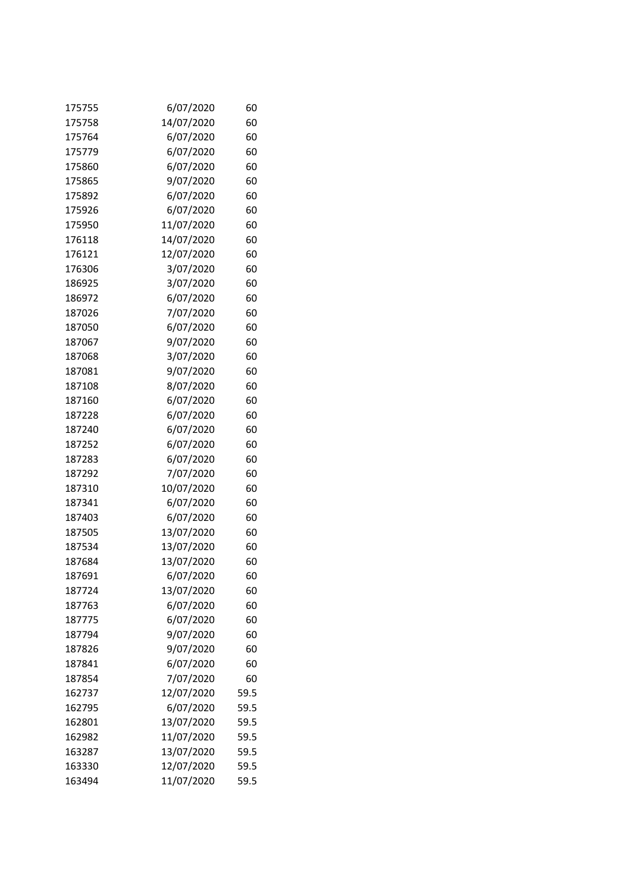| | | |
|---|---|---|
| 175755 | 6/07/2020 | 60 |
| 175758 | 14/07/2020 | 60 |
| 175764 | 6/07/2020 | 60 |
| 175779 | 6/07/2020 | 60 |
| 175860 | 6/07/2020 | 60 |
| 175865 | 9/07/2020 | 60 |
| 175892 | 6/07/2020 | 60 |
| 175926 | 6/07/2020 | 60 |
| 175950 | 11/07/2020 | 60 |
| 176118 | 14/07/2020 | 60 |
| 176121 | 12/07/2020 | 60 |
| 176306 | 3/07/2020 | 60 |
| 186925 | 3/07/2020 | 60 |
| 186972 | 6/07/2020 | 60 |
| 187026 | 7/07/2020 | 60 |
| 187050 | 6/07/2020 | 60 |
| 187067 | 9/07/2020 | 60 |
| 187068 | 3/07/2020 | 60 |
| 187081 | 9/07/2020 | 60 |
| 187108 | 8/07/2020 | 60 |
| 187160 | 6/07/2020 | 60 |
| 187228 | 6/07/2020 | 60 |
| 187240 | 6/07/2020 | 60 |
| 187252 | 6/07/2020 | 60 |
| 187283 | 6/07/2020 | 60 |
| 187292 | 7/07/2020 | 60 |
| 187310 | 10/07/2020 | 60 |
| 187341 | 6/07/2020 | 60 |
| 187403 | 6/07/2020 | 60 |
| 187505 | 13/07/2020 | 60 |
| 187534 | 13/07/2020 | 60 |
| 187684 | 13/07/2020 | 60 |
| 187691 | 6/07/2020 | 60 |
| 187724 | 13/07/2020 | 60 |
| 187763 | 6/07/2020 | 60 |
| 187775 | 6/07/2020 | 60 |
| 187794 | 9/07/2020 | 60 |
| 187826 | 9/07/2020 | 60 |
| 187841 | 6/07/2020 | 60 |
| 187854 | 7/07/2020 | 60 |
| 162737 | 12/07/2020 | 59.5 |
| 162795 | 6/07/2020 | 59.5 |
| 162801 | 13/07/2020 | 59.5 |
| 162982 | 11/07/2020 | 59.5 |
| 163287 | 13/07/2020 | 59.5 |
| 163330 | 12/07/2020 | 59.5 |
| 163494 | 11/07/2020 | 59.5 |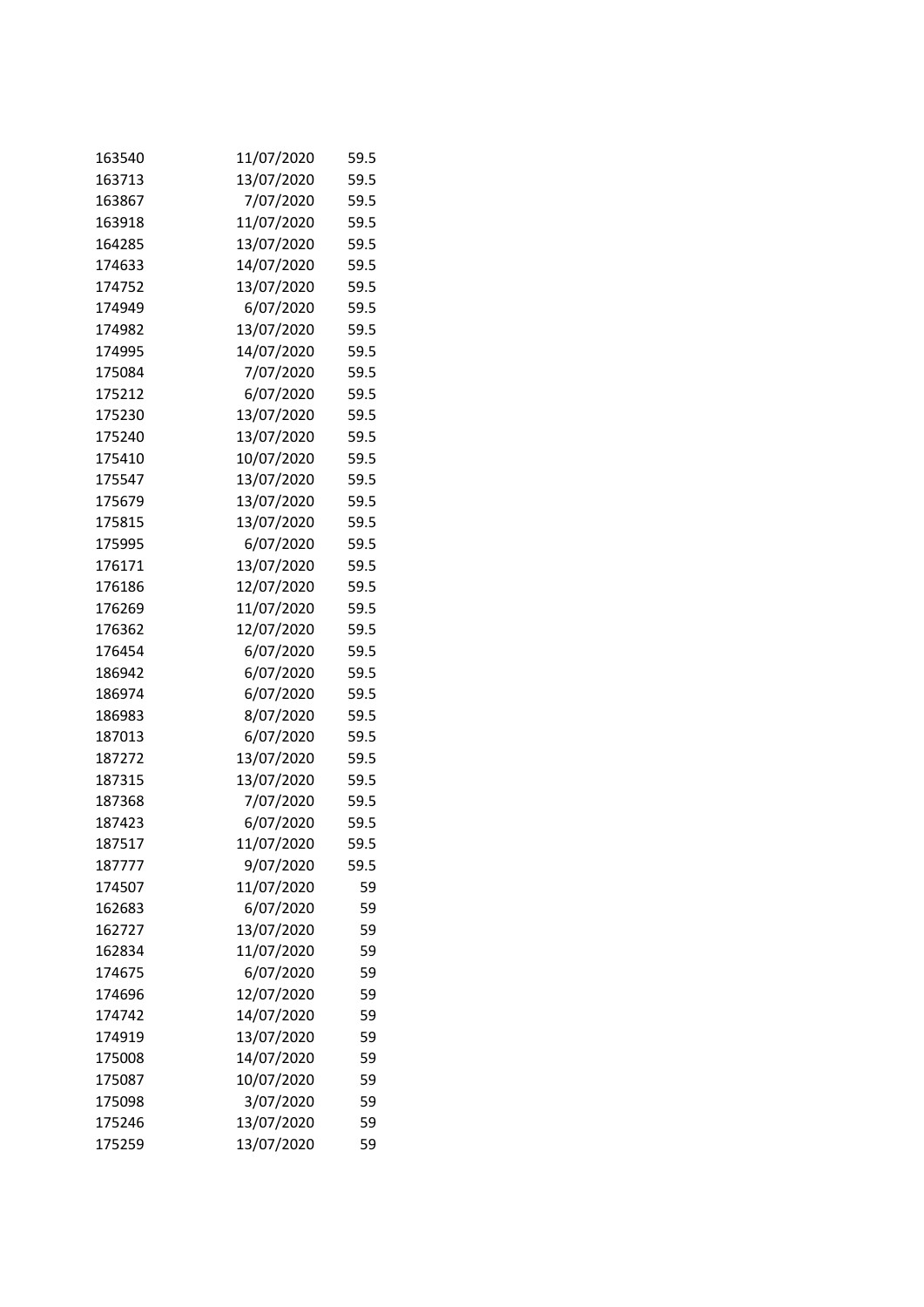| | | |
|---|---|---|
| 163540 | 11/07/2020 | 59.5 |
| 163713 | 13/07/2020 | 59.5 |
| 163867 | 7/07/2020 | 59.5 |
| 163918 | 11/07/2020 | 59.5 |
| 164285 | 13/07/2020 | 59.5 |
| 174633 | 14/07/2020 | 59.5 |
| 174752 | 13/07/2020 | 59.5 |
| 174949 | 6/07/2020 | 59.5 |
| 174982 | 13/07/2020 | 59.5 |
| 174995 | 14/07/2020 | 59.5 |
| 175084 | 7/07/2020 | 59.5 |
| 175212 | 6/07/2020 | 59.5 |
| 175230 | 13/07/2020 | 59.5 |
| 175240 | 13/07/2020 | 59.5 |
| 175410 | 10/07/2020 | 59.5 |
| 175547 | 13/07/2020 | 59.5 |
| 175679 | 13/07/2020 | 59.5 |
| 175815 | 13/07/2020 | 59.5 |
| 175995 | 6/07/2020 | 59.5 |
| 176171 | 13/07/2020 | 59.5 |
| 176186 | 12/07/2020 | 59.5 |
| 176269 | 11/07/2020 | 59.5 |
| 176362 | 12/07/2020 | 59.5 |
| 176454 | 6/07/2020 | 59.5 |
| 186942 | 6/07/2020 | 59.5 |
| 186974 | 6/07/2020 | 59.5 |
| 186983 | 8/07/2020 | 59.5 |
| 187013 | 6/07/2020 | 59.5 |
| 187272 | 13/07/2020 | 59.5 |
| 187315 | 13/07/2020 | 59.5 |
| 187368 | 7/07/2020 | 59.5 |
| 187423 | 6/07/2020 | 59.5 |
| 187517 | 11/07/2020 | 59.5 |
| 187777 | 9/07/2020 | 59.5 |
| 174507 | 11/07/2020 | 59 |
| 162683 | 6/07/2020 | 59 |
| 162727 | 13/07/2020 | 59 |
| 162834 | 11/07/2020 | 59 |
| 174675 | 6/07/2020 | 59 |
| 174696 | 12/07/2020 | 59 |
| 174742 | 14/07/2020 | 59 |
| 174919 | 13/07/2020 | 59 |
| 175008 | 14/07/2020 | 59 |
| 175087 | 10/07/2020 | 59 |
| 175098 | 3/07/2020 | 59 |
| 175246 | 13/07/2020 | 59 |
| 175259 | 13/07/2020 | 59 |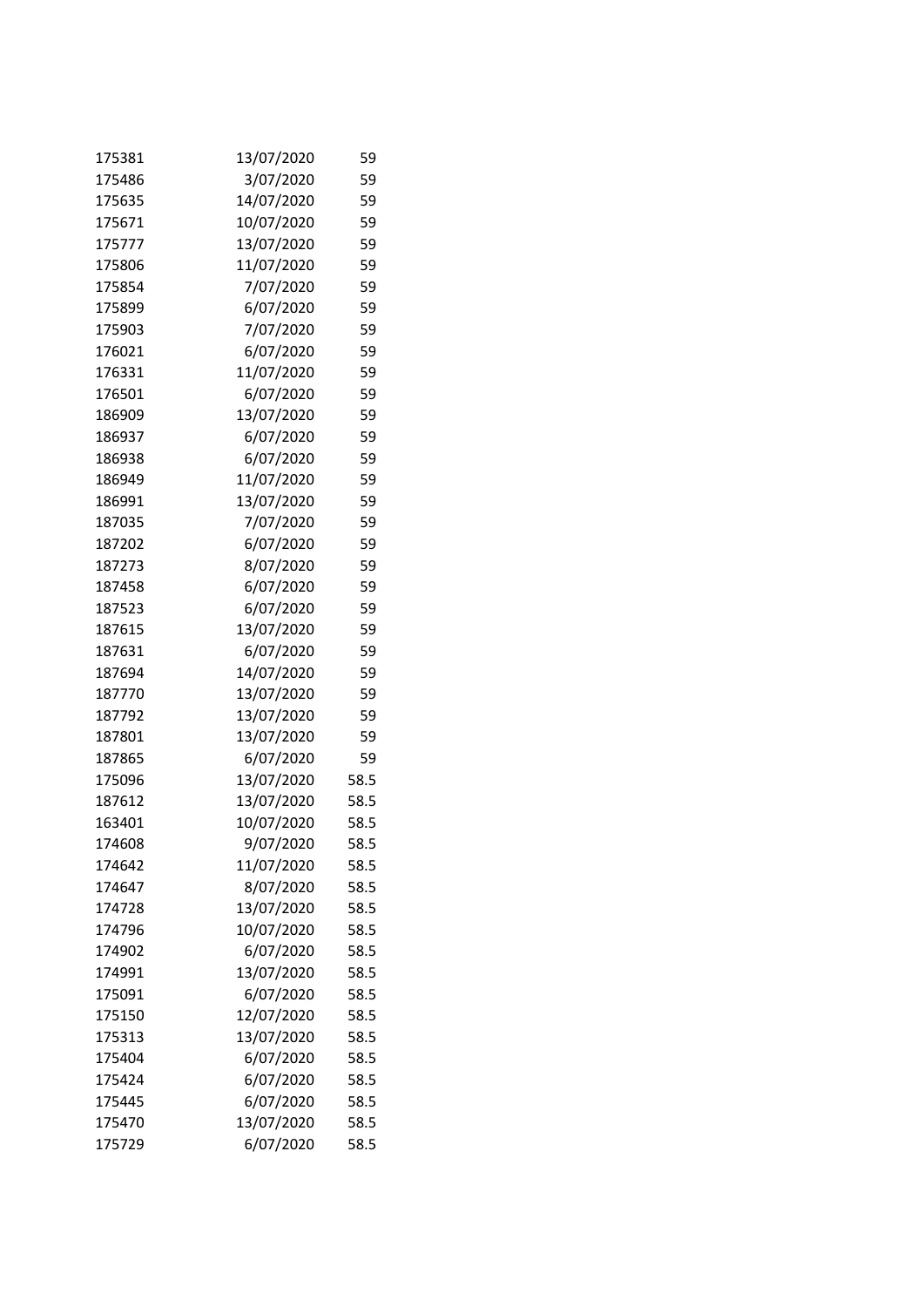| | | |
|---|---|---|
| 175381 | 13/07/2020 | 59 |
| 175486 | 3/07/2020 | 59 |
| 175635 | 14/07/2020 | 59 |
| 175671 | 10/07/2020 | 59 |
| 175777 | 13/07/2020 | 59 |
| 175806 | 11/07/2020 | 59 |
| 175854 | 7/07/2020 | 59 |
| 175899 | 6/07/2020 | 59 |
| 175903 | 7/07/2020 | 59 |
| 176021 | 6/07/2020 | 59 |
| 176331 | 11/07/2020 | 59 |
| 176501 | 6/07/2020 | 59 |
| 186909 | 13/07/2020 | 59 |
| 186937 | 6/07/2020 | 59 |
| 186938 | 6/07/2020 | 59 |
| 186949 | 11/07/2020 | 59 |
| 186991 | 13/07/2020 | 59 |
| 187035 | 7/07/2020 | 59 |
| 187202 | 6/07/2020 | 59 |
| 187273 | 8/07/2020 | 59 |
| 187458 | 6/07/2020 | 59 |
| 187523 | 6/07/2020 | 59 |
| 187615 | 13/07/2020 | 59 |
| 187631 | 6/07/2020 | 59 |
| 187694 | 14/07/2020 | 59 |
| 187770 | 13/07/2020 | 59 |
| 187792 | 13/07/2020 | 59 |
| 187801 | 13/07/2020 | 59 |
| 187865 | 6/07/2020 | 59 |
| 175096 | 13/07/2020 | 58.5 |
| 187612 | 13/07/2020 | 58.5 |
| 163401 | 10/07/2020 | 58.5 |
| 174608 | 9/07/2020 | 58.5 |
| 174642 | 11/07/2020 | 58.5 |
| 174647 | 8/07/2020 | 58.5 |
| 174728 | 13/07/2020 | 58.5 |
| 174796 | 10/07/2020 | 58.5 |
| 174902 | 6/07/2020 | 58.5 |
| 174991 | 13/07/2020 | 58.5 |
| 175091 | 6/07/2020 | 58.5 |
| 175150 | 12/07/2020 | 58.5 |
| 175313 | 13/07/2020 | 58.5 |
| 175404 | 6/07/2020 | 58.5 |
| 175424 | 6/07/2020 | 58.5 |
| 175445 | 6/07/2020 | 58.5 |
| 175470 | 13/07/2020 | 58.5 |
| 175729 | 6/07/2020 | 58.5 |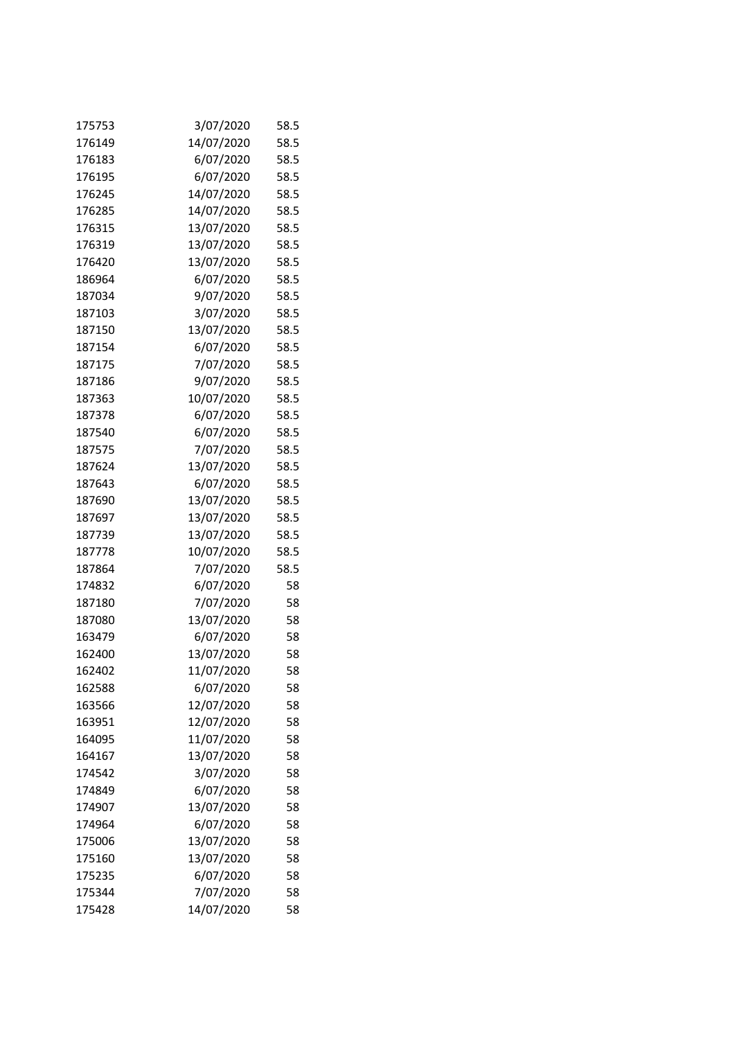| | | |
|---|---|---|
| 175753 | 3/07/2020 | 58.5 |
| 176149 | 14/07/2020 | 58.5 |
| 176183 | 6/07/2020 | 58.5 |
| 176195 | 6/07/2020 | 58.5 |
| 176245 | 14/07/2020 | 58.5 |
| 176285 | 14/07/2020 | 58.5 |
| 176315 | 13/07/2020 | 58.5 |
| 176319 | 13/07/2020 | 58.5 |
| 176420 | 13/07/2020 | 58.5 |
| 186964 | 6/07/2020 | 58.5 |
| 187034 | 9/07/2020 | 58.5 |
| 187103 | 3/07/2020 | 58.5 |
| 187150 | 13/07/2020 | 58.5 |
| 187154 | 6/07/2020 | 58.5 |
| 187175 | 7/07/2020 | 58.5 |
| 187186 | 9/07/2020 | 58.5 |
| 187363 | 10/07/2020 | 58.5 |
| 187378 | 6/07/2020 | 58.5 |
| 187540 | 6/07/2020 | 58.5 |
| 187575 | 7/07/2020 | 58.5 |
| 187624 | 13/07/2020 | 58.5 |
| 187643 | 6/07/2020 | 58.5 |
| 187690 | 13/07/2020 | 58.5 |
| 187697 | 13/07/2020 | 58.5 |
| 187739 | 13/07/2020 | 58.5 |
| 187778 | 10/07/2020 | 58.5 |
| 187864 | 7/07/2020 | 58.5 |
| 174832 | 6/07/2020 | 58 |
| 187180 | 7/07/2020 | 58 |
| 187080 | 13/07/2020 | 58 |
| 163479 | 6/07/2020 | 58 |
| 162400 | 13/07/2020 | 58 |
| 162402 | 11/07/2020 | 58 |
| 162588 | 6/07/2020 | 58 |
| 163566 | 12/07/2020 | 58 |
| 163951 | 12/07/2020 | 58 |
| 164095 | 11/07/2020 | 58 |
| 164167 | 13/07/2020 | 58 |
| 174542 | 3/07/2020 | 58 |
| 174849 | 6/07/2020 | 58 |
| 174907 | 13/07/2020 | 58 |
| 174964 | 6/07/2020 | 58 |
| 175006 | 13/07/2020 | 58 |
| 175160 | 13/07/2020 | 58 |
| 175235 | 6/07/2020 | 58 |
| 175344 | 7/07/2020 | 58 |
| 175428 | 14/07/2020 | 58 |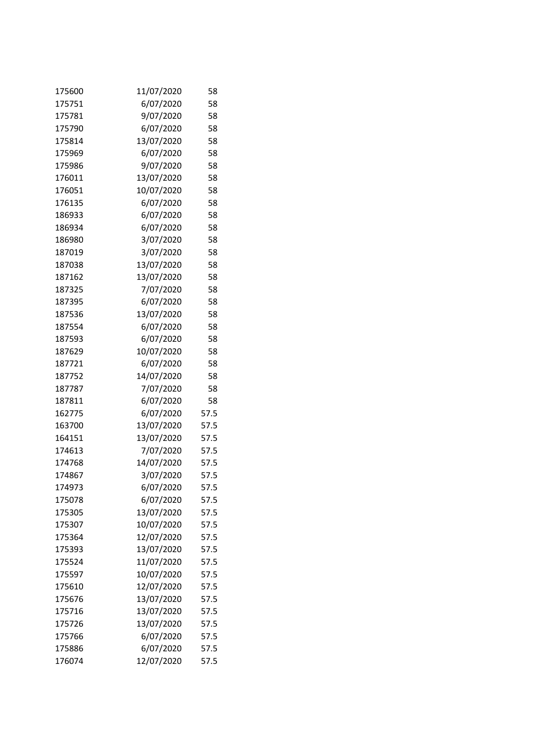| | | |
|---|---|---|
| 175600 | 11/07/2020 | 58 |
| 175751 | 6/07/2020 | 58 |
| 175781 | 9/07/2020 | 58 |
| 175790 | 6/07/2020 | 58 |
| 175814 | 13/07/2020 | 58 |
| 175969 | 6/07/2020 | 58 |
| 175986 | 9/07/2020 | 58 |
| 176011 | 13/07/2020 | 58 |
| 176051 | 10/07/2020 | 58 |
| 176135 | 6/07/2020 | 58 |
| 186933 | 6/07/2020 | 58 |
| 186934 | 6/07/2020 | 58 |
| 186980 | 3/07/2020 | 58 |
| 187019 | 3/07/2020 | 58 |
| 187038 | 13/07/2020 | 58 |
| 187162 | 13/07/2020 | 58 |
| 187325 | 7/07/2020 | 58 |
| 187395 | 6/07/2020 | 58 |
| 187536 | 13/07/2020 | 58 |
| 187554 | 6/07/2020 | 58 |
| 187593 | 6/07/2020 | 58 |
| 187629 | 10/07/2020 | 58 |
| 187721 | 6/07/2020 | 58 |
| 187752 | 14/07/2020 | 58 |
| 187787 | 7/07/2020 | 58 |
| 187811 | 6/07/2020 | 58 |
| 162775 | 6/07/2020 | 57.5 |
| 163700 | 13/07/2020 | 57.5 |
| 164151 | 13/07/2020 | 57.5 |
| 174613 | 7/07/2020 | 57.5 |
| 174768 | 14/07/2020 | 57.5 |
| 174867 | 3/07/2020 | 57.5 |
| 174973 | 6/07/2020 | 57.5 |
| 175078 | 6/07/2020 | 57.5 |
| 175305 | 13/07/2020 | 57.5 |
| 175307 | 10/07/2020 | 57.5 |
| 175364 | 12/07/2020 | 57.5 |
| 175393 | 13/07/2020 | 57.5 |
| 175524 | 11/07/2020 | 57.5 |
| 175597 | 10/07/2020 | 57.5 |
| 175610 | 12/07/2020 | 57.5 |
| 175676 | 13/07/2020 | 57.5 |
| 175716 | 13/07/2020 | 57.5 |
| 175726 | 13/07/2020 | 57.5 |
| 175766 | 6/07/2020 | 57.5 |
| 175886 | 6/07/2020 | 57.5 |
| 176074 | 12/07/2020 | 57.5 |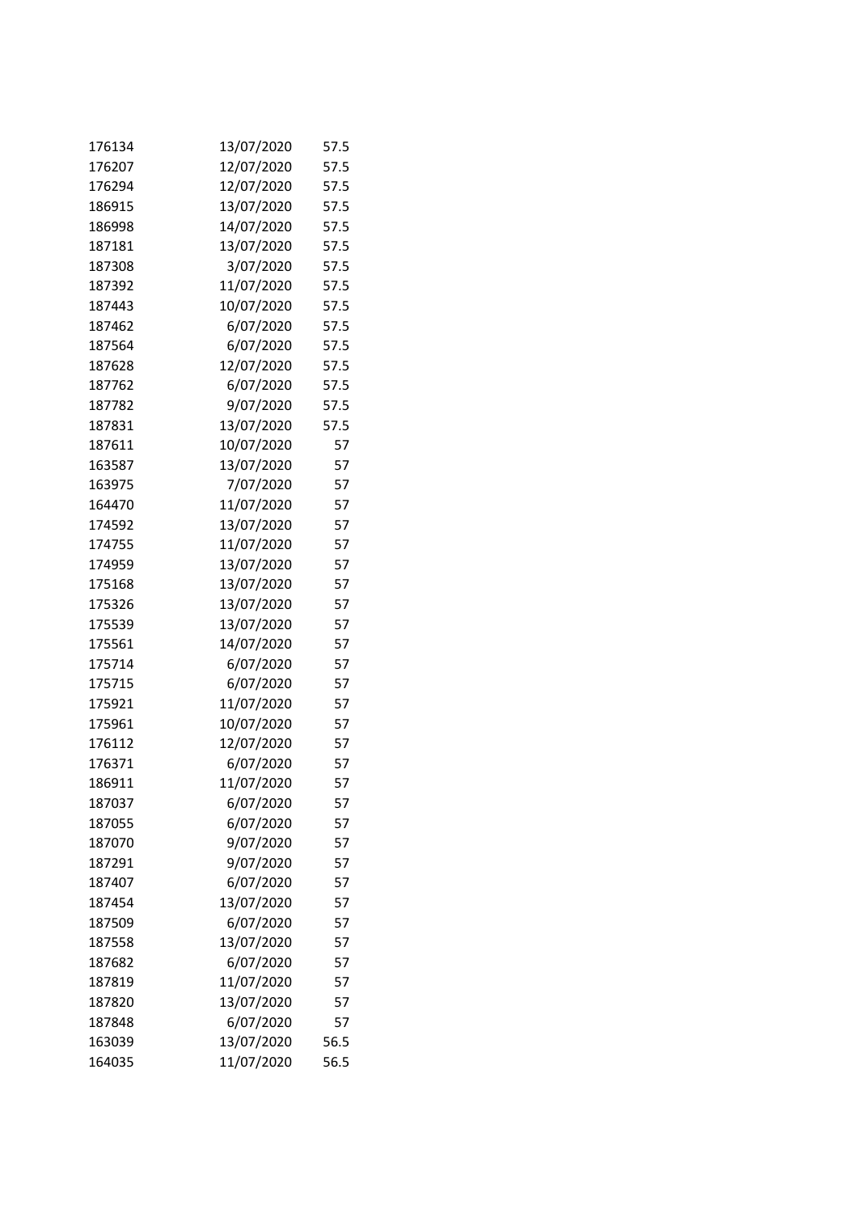| | | |
|---|---|---|
| 176134 | 13/07/2020 | 57.5 |
| 176207 | 12/07/2020 | 57.5 |
| 176294 | 12/07/2020 | 57.5 |
| 186915 | 13/07/2020 | 57.5 |
| 186998 | 14/07/2020 | 57.5 |
| 187181 | 13/07/2020 | 57.5 |
| 187308 | 3/07/2020 | 57.5 |
| 187392 | 11/07/2020 | 57.5 |
| 187443 | 10/07/2020 | 57.5 |
| 187462 | 6/07/2020 | 57.5 |
| 187564 | 6/07/2020 | 57.5 |
| 187628 | 12/07/2020 | 57.5 |
| 187762 | 6/07/2020 | 57.5 |
| 187782 | 9/07/2020 | 57.5 |
| 187831 | 13/07/2020 | 57.5 |
| 187611 | 10/07/2020 | 57 |
| 163587 | 13/07/2020 | 57 |
| 163975 | 7/07/2020 | 57 |
| 164470 | 11/07/2020 | 57 |
| 174592 | 13/07/2020 | 57 |
| 174755 | 11/07/2020 | 57 |
| 174959 | 13/07/2020 | 57 |
| 175168 | 13/07/2020 | 57 |
| 175326 | 13/07/2020 | 57 |
| 175539 | 13/07/2020 | 57 |
| 175561 | 14/07/2020 | 57 |
| 175714 | 6/07/2020 | 57 |
| 175715 | 6/07/2020 | 57 |
| 175921 | 11/07/2020 | 57 |
| 175961 | 10/07/2020 | 57 |
| 176112 | 12/07/2020 | 57 |
| 176371 | 6/07/2020 | 57 |
| 186911 | 11/07/2020 | 57 |
| 187037 | 6/07/2020 | 57 |
| 187055 | 6/07/2020 | 57 |
| 187070 | 9/07/2020 | 57 |
| 187291 | 9/07/2020 | 57 |
| 187407 | 6/07/2020 | 57 |
| 187454 | 13/07/2020 | 57 |
| 187509 | 6/07/2020 | 57 |
| 187558 | 13/07/2020 | 57 |
| 187682 | 6/07/2020 | 57 |
| 187819 | 11/07/2020 | 57 |
| 187820 | 13/07/2020 | 57 |
| 187848 | 6/07/2020 | 57 |
| 163039 | 13/07/2020 | 56.5 |
| 164035 | 11/07/2020 | 56.5 |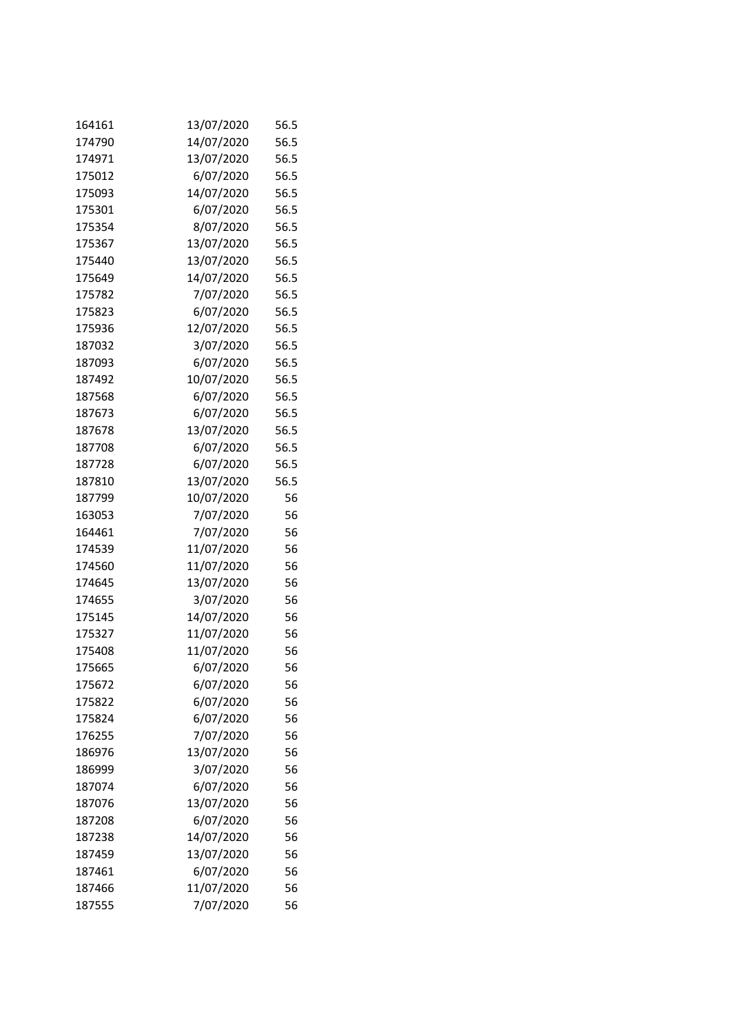| | | |
|---|---|---|
| 164161 | 13/07/2020 | 56.5 |
| 174790 | 14/07/2020 | 56.5 |
| 174971 | 13/07/2020 | 56.5 |
| 175012 | 6/07/2020 | 56.5 |
| 175093 | 14/07/2020 | 56.5 |
| 175301 | 6/07/2020 | 56.5 |
| 175354 | 8/07/2020 | 56.5 |
| 175367 | 13/07/2020 | 56.5 |
| 175440 | 13/07/2020 | 56.5 |
| 175649 | 14/07/2020 | 56.5 |
| 175782 | 7/07/2020 | 56.5 |
| 175823 | 6/07/2020 | 56.5 |
| 175936 | 12/07/2020 | 56.5 |
| 187032 | 3/07/2020 | 56.5 |
| 187093 | 6/07/2020 | 56.5 |
| 187492 | 10/07/2020 | 56.5 |
| 187568 | 6/07/2020 | 56.5 |
| 187673 | 6/07/2020 | 56.5 |
| 187678 | 13/07/2020 | 56.5 |
| 187708 | 6/07/2020 | 56.5 |
| 187728 | 6/07/2020 | 56.5 |
| 187810 | 13/07/2020 | 56.5 |
| 187799 | 10/07/2020 | 56 |
| 163053 | 7/07/2020 | 56 |
| 164461 | 7/07/2020 | 56 |
| 174539 | 11/07/2020 | 56 |
| 174560 | 11/07/2020 | 56 |
| 174645 | 13/07/2020 | 56 |
| 174655 | 3/07/2020 | 56 |
| 175145 | 14/07/2020 | 56 |
| 175327 | 11/07/2020 | 56 |
| 175408 | 11/07/2020 | 56 |
| 175665 | 6/07/2020 | 56 |
| 175672 | 6/07/2020 | 56 |
| 175822 | 6/07/2020 | 56 |
| 175824 | 6/07/2020 | 56 |
| 176255 | 7/07/2020 | 56 |
| 186976 | 13/07/2020 | 56 |
| 186999 | 3/07/2020 | 56 |
| 187074 | 6/07/2020 | 56 |
| 187076 | 13/07/2020 | 56 |
| 187208 | 6/07/2020 | 56 |
| 187238 | 14/07/2020 | 56 |
| 187459 | 13/07/2020 | 56 |
| 187461 | 6/07/2020 | 56 |
| 187466 | 11/07/2020 | 56 |
| 187555 | 7/07/2020 | 56 |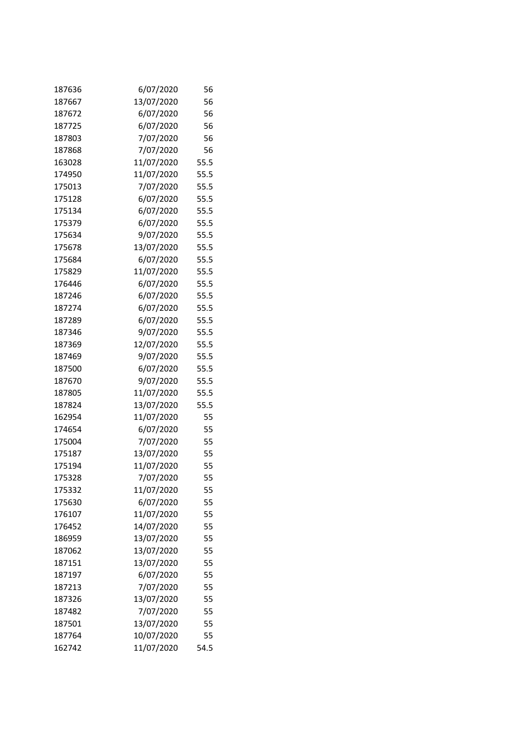| | | |
|---|---|---|
| 187636 | 6/07/2020 | 56 |
| 187667 | 13/07/2020 | 56 |
| 187672 | 6/07/2020 | 56 |
| 187725 | 6/07/2020 | 56 |
| 187803 | 7/07/2020 | 56 |
| 187868 | 7/07/2020 | 56 |
| 163028 | 11/07/2020 | 55.5 |
| 174950 | 11/07/2020 | 55.5 |
| 175013 | 7/07/2020 | 55.5 |
| 175128 | 6/07/2020 | 55.5 |
| 175134 | 6/07/2020 | 55.5 |
| 175379 | 6/07/2020 | 55.5 |
| 175634 | 9/07/2020 | 55.5 |
| 175678 | 13/07/2020 | 55.5 |
| 175684 | 6/07/2020 | 55.5 |
| 175829 | 11/07/2020 | 55.5 |
| 176446 | 6/07/2020 | 55.5 |
| 187246 | 6/07/2020 | 55.5 |
| 187274 | 6/07/2020 | 55.5 |
| 187289 | 6/07/2020 | 55.5 |
| 187346 | 9/07/2020 | 55.5 |
| 187369 | 12/07/2020 | 55.5 |
| 187469 | 9/07/2020 | 55.5 |
| 187500 | 6/07/2020 | 55.5 |
| 187670 | 9/07/2020 | 55.5 |
| 187805 | 11/07/2020 | 55.5 |
| 187824 | 13/07/2020 | 55.5 |
| 162954 | 11/07/2020 | 55 |
| 174654 | 6/07/2020 | 55 |
| 175004 | 7/07/2020 | 55 |
| 175187 | 13/07/2020 | 55 |
| 175194 | 11/07/2020 | 55 |
| 175328 | 7/07/2020 | 55 |
| 175332 | 11/07/2020 | 55 |
| 175630 | 6/07/2020 | 55 |
| 176107 | 11/07/2020 | 55 |
| 176452 | 14/07/2020 | 55 |
| 186959 | 13/07/2020 | 55 |
| 187062 | 13/07/2020 | 55 |
| 187151 | 13/07/2020 | 55 |
| 187197 | 6/07/2020 | 55 |
| 187213 | 7/07/2020 | 55 |
| 187326 | 13/07/2020 | 55 |
| 187482 | 7/07/2020 | 55 |
| 187501 | 13/07/2020 | 55 |
| 187764 | 10/07/2020 | 55 |
| 162742 | 11/07/2020 | 54.5 |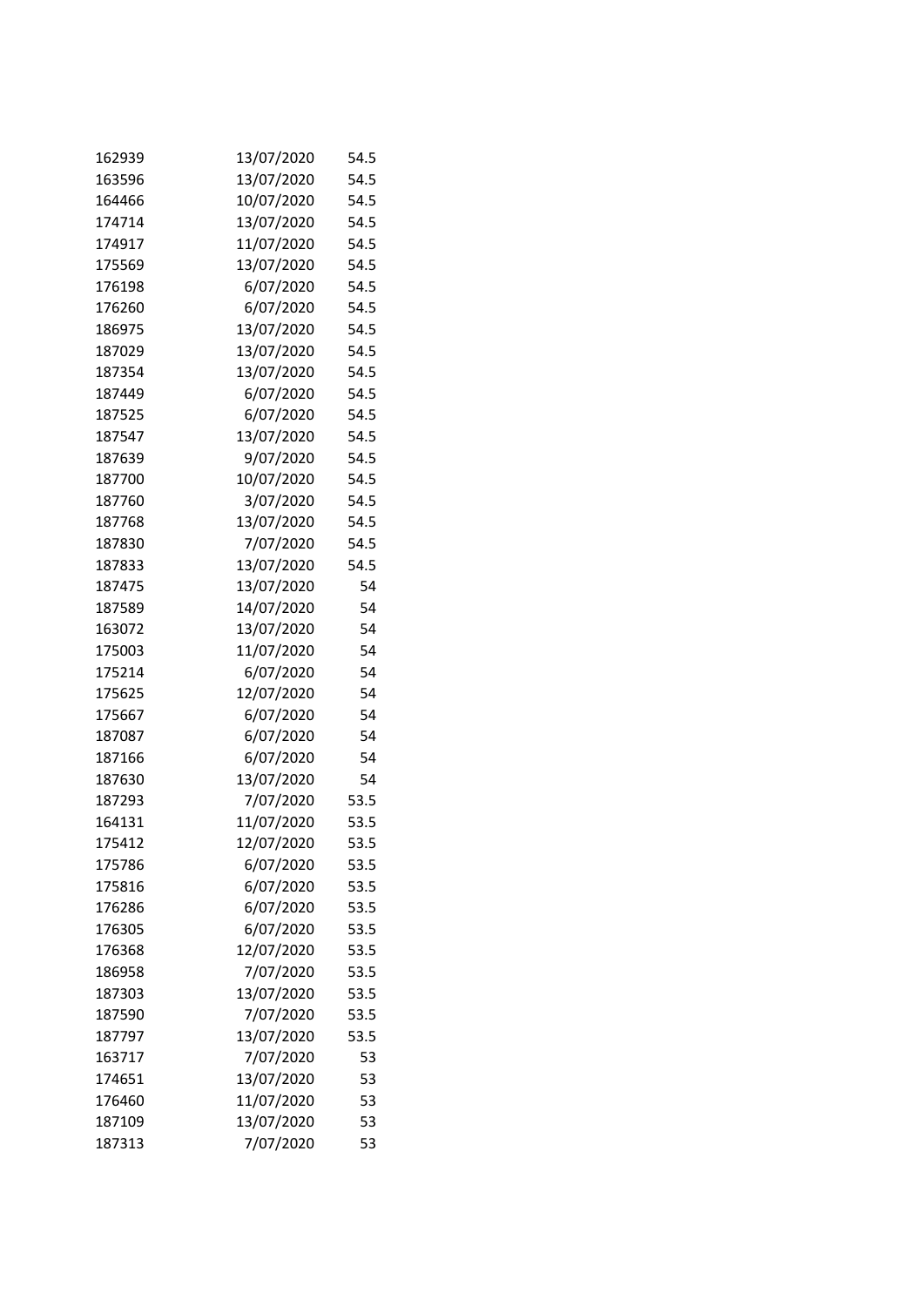| | | |
|---|---|---|
| 162939 | 13/07/2020 | 54.5 |
| 163596 | 13/07/2020 | 54.5 |
| 164466 | 10/07/2020 | 54.5 |
| 174714 | 13/07/2020 | 54.5 |
| 174917 | 11/07/2020 | 54.5 |
| 175569 | 13/07/2020 | 54.5 |
| 176198 | 6/07/2020 | 54.5 |
| 176260 | 6/07/2020 | 54.5 |
| 186975 | 13/07/2020 | 54.5 |
| 187029 | 13/07/2020 | 54.5 |
| 187354 | 13/07/2020 | 54.5 |
| 187449 | 6/07/2020 | 54.5 |
| 187525 | 6/07/2020 | 54.5 |
| 187547 | 13/07/2020 | 54.5 |
| 187639 | 9/07/2020 | 54.5 |
| 187700 | 10/07/2020 | 54.5 |
| 187760 | 3/07/2020 | 54.5 |
| 187768 | 13/07/2020 | 54.5 |
| 187830 | 7/07/2020 | 54.5 |
| 187833 | 13/07/2020 | 54.5 |
| 187475 | 13/07/2020 | 54 |
| 187589 | 14/07/2020 | 54 |
| 163072 | 13/07/2020 | 54 |
| 175003 | 11/07/2020 | 54 |
| 175214 | 6/07/2020 | 54 |
| 175625 | 12/07/2020 | 54 |
| 175667 | 6/07/2020 | 54 |
| 187087 | 6/07/2020 | 54 |
| 187166 | 6/07/2020 | 54 |
| 187630 | 13/07/2020 | 54 |
| 187293 | 7/07/2020 | 53.5 |
| 164131 | 11/07/2020 | 53.5 |
| 175412 | 12/07/2020 | 53.5 |
| 175786 | 6/07/2020 | 53.5 |
| 175816 | 6/07/2020 | 53.5 |
| 176286 | 6/07/2020 | 53.5 |
| 176305 | 6/07/2020 | 53.5 |
| 176368 | 12/07/2020 | 53.5 |
| 186958 | 7/07/2020 | 53.5 |
| 187303 | 13/07/2020 | 53.5 |
| 187590 | 7/07/2020 | 53.5 |
| 187797 | 13/07/2020 | 53.5 |
| 163717 | 7/07/2020 | 53 |
| 174651 | 13/07/2020 | 53 |
| 176460 | 11/07/2020 | 53 |
| 187109 | 13/07/2020 | 53 |
| 187313 | 7/07/2020 | 53 |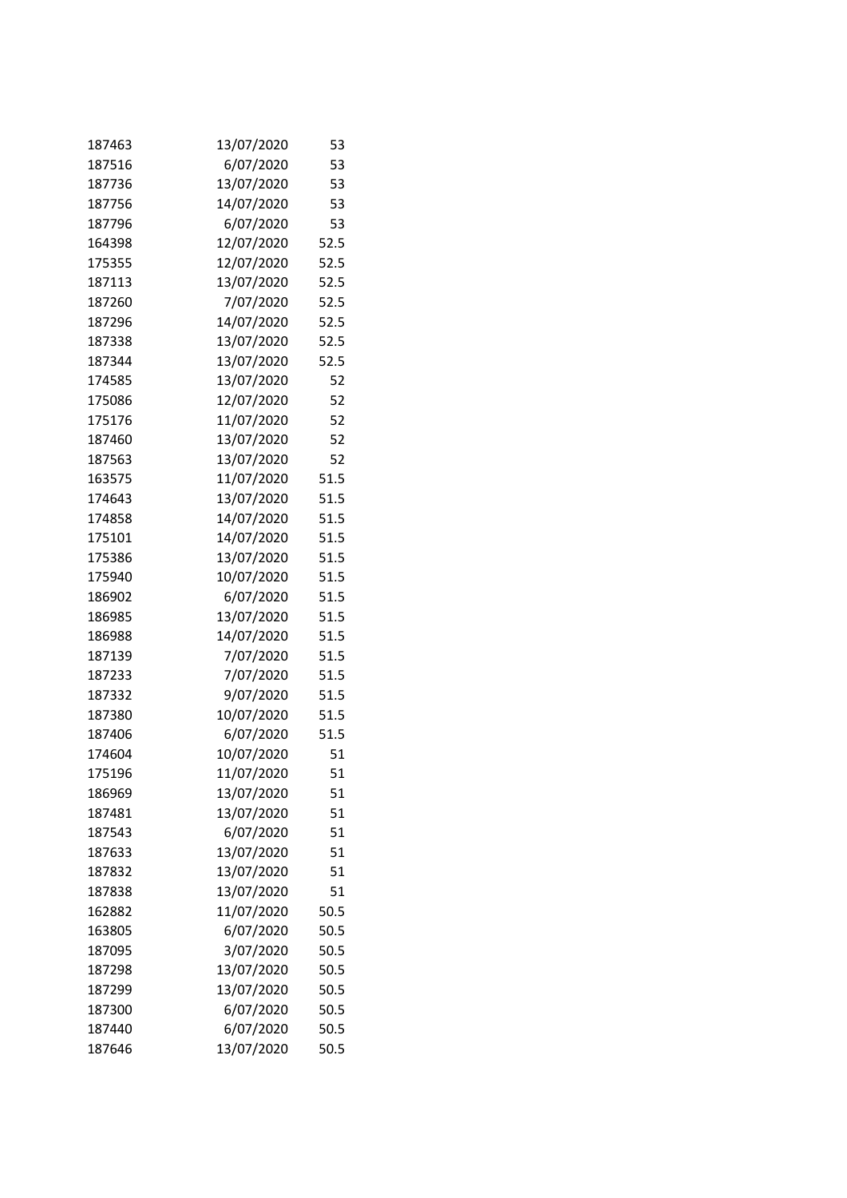| | | |
|---|---|---|
| 187463 | 13/07/2020 | 53 |
| 187516 | 6/07/2020 | 53 |
| 187736 | 13/07/2020 | 53 |
| 187756 | 14/07/2020 | 53 |
| 187796 | 6/07/2020 | 53 |
| 164398 | 12/07/2020 | 52.5 |
| 175355 | 12/07/2020 | 52.5 |
| 187113 | 13/07/2020 | 52.5 |
| 187260 | 7/07/2020 | 52.5 |
| 187296 | 14/07/2020 | 52.5 |
| 187338 | 13/07/2020 | 52.5 |
| 187344 | 13/07/2020 | 52.5 |
| 174585 | 13/07/2020 | 52 |
| 175086 | 12/07/2020 | 52 |
| 175176 | 11/07/2020 | 52 |
| 187460 | 13/07/2020 | 52 |
| 187563 | 13/07/2020 | 52 |
| 163575 | 11/07/2020 | 51.5 |
| 174643 | 13/07/2020 | 51.5 |
| 174858 | 14/07/2020 | 51.5 |
| 175101 | 14/07/2020 | 51.5 |
| 175386 | 13/07/2020 | 51.5 |
| 175940 | 10/07/2020 | 51.5 |
| 186902 | 6/07/2020 | 51.5 |
| 186985 | 13/07/2020 | 51.5 |
| 186988 | 14/07/2020 | 51.5 |
| 187139 | 7/07/2020 | 51.5 |
| 187233 | 7/07/2020 | 51.5 |
| 187332 | 9/07/2020 | 51.5 |
| 187380 | 10/07/2020 | 51.5 |
| 187406 | 6/07/2020 | 51.5 |
| 174604 | 10/07/2020 | 51 |
| 175196 | 11/07/2020 | 51 |
| 186969 | 13/07/2020 | 51 |
| 187481 | 13/07/2020 | 51 |
| 187543 | 6/07/2020 | 51 |
| 187633 | 13/07/2020 | 51 |
| 187832 | 13/07/2020 | 51 |
| 187838 | 13/07/2020 | 51 |
| 162882 | 11/07/2020 | 50.5 |
| 163805 | 6/07/2020 | 50.5 |
| 187095 | 3/07/2020 | 50.5 |
| 187298 | 13/07/2020 | 50.5 |
| 187299 | 13/07/2020 | 50.5 |
| 187300 | 6/07/2020 | 50.5 |
| 187440 | 6/07/2020 | 50.5 |
| 187646 | 13/07/2020 | 50.5 |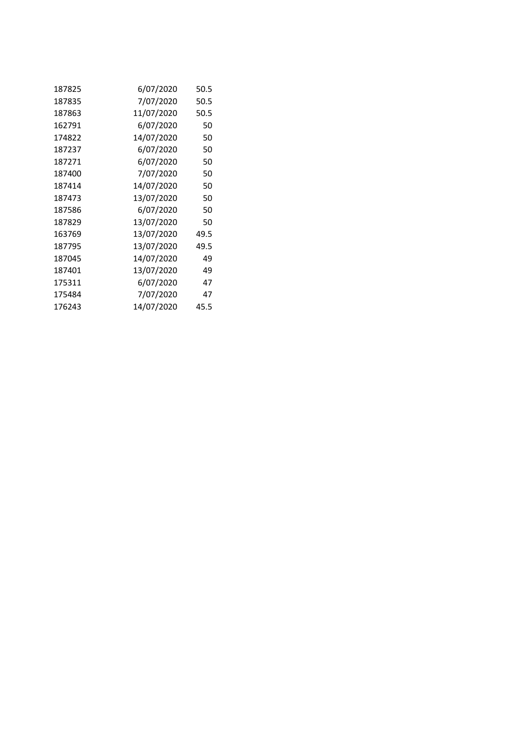| | | |
|---|---|---|
| 187825 | 6/07/2020 | 50.5 |
| 187835 | 7/07/2020 | 50.5 |
| 187863 | 11/07/2020 | 50.5 |
| 162791 | 6/07/2020 | 50 |
| 174822 | 14/07/2020 | 50 |
| 187237 | 6/07/2020 | 50 |
| 187271 | 6/07/2020 | 50 |
| 187400 | 7/07/2020 | 50 |
| 187414 | 14/07/2020 | 50 |
| 187473 | 13/07/2020 | 50 |
| 187586 | 6/07/2020 | 50 |
| 187829 | 13/07/2020 | 50 |
| 163769 | 13/07/2020 | 49.5 |
| 187795 | 13/07/2020 | 49.5 |
| 187045 | 14/07/2020 | 49 |
| 187401 | 13/07/2020 | 49 |
| 175311 | 6/07/2020 | 47 |
| 175484 | 7/07/2020 | 47 |
| 176243 | 14/07/2020 | 45.5 |